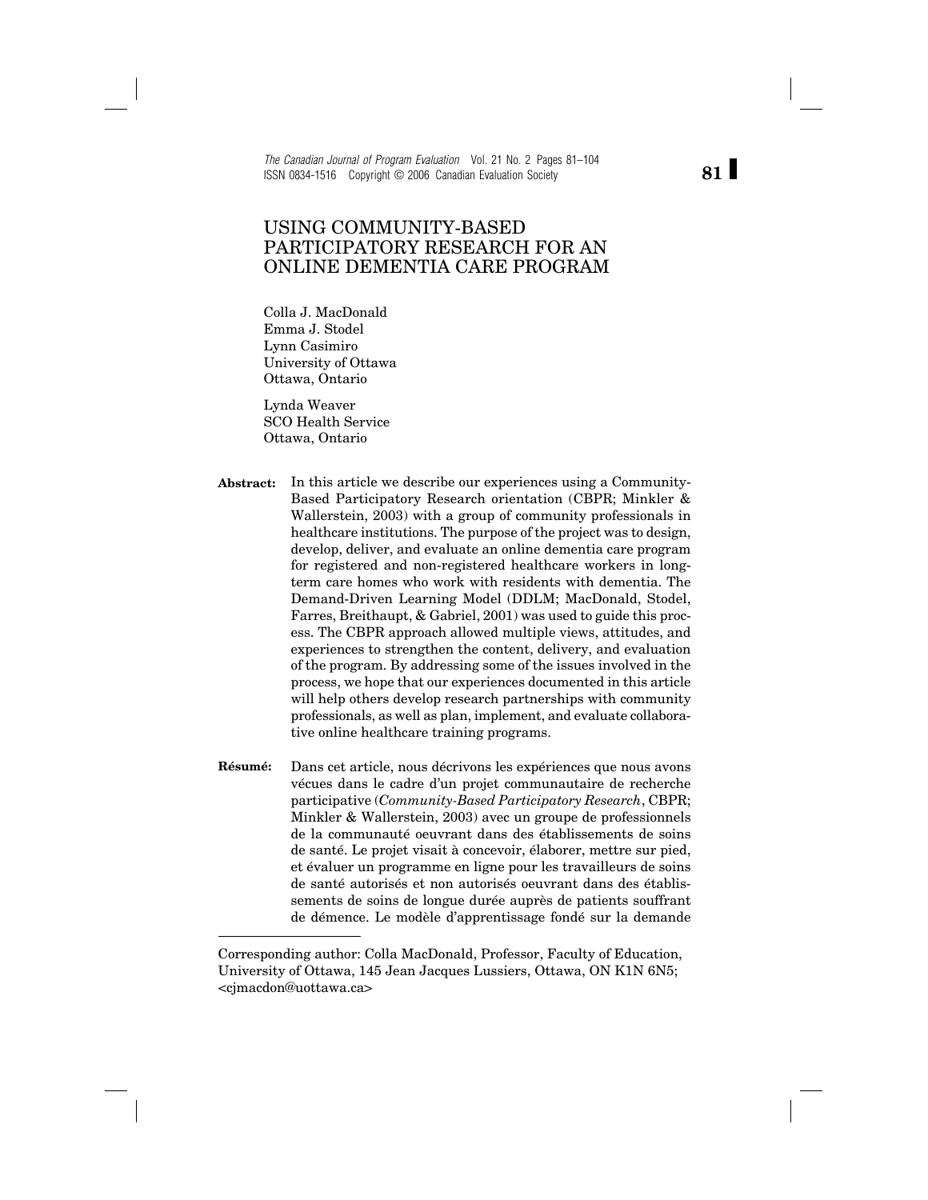# USING COMMUNITY-BASED PARTICIPATORY RESEARCH FOR AN ONLINE DEMENTIA CARE PROGRAM

Colla J. MacDonald
Emma J. Stodel
Lynn Casimiro
University of Ottawa
Ottawa, Ontario

Lynda Weaver
SCO Health Service
Ottawa, Ontario

**Abstract:** In this article we describe our experiences using a Community-Based Participatory Research orientation (CBPR; Minkler & Wallerstein, 2003) with a group of community professionals in healthcare institutions. The purpose of the project was to design, develop, deliver, and evaluate an online dementia care program for registered and non-registered healthcare workers in long-term care homes who work with residents with dementia. The Demand-Driven Learning Model (DDLM; MacDonald, Stodel, Farres, Breithaupt, & Gabriel, 2001) was used to guide this process. The CBPR approach allowed multiple views, attitudes, and experiences to strengthen the content, delivery, and evaluation of the program. By addressing some of the issues involved in the process, we hope that our experiences documented in this article will help others develop research partnerships with community professionals, as well as plan, implement, and evaluate collaborative online healthcare training programs.

**Résumé:** Dans cet article, nous décrivons les expériences que nous avons vécues dans le cadre d'un projet communautaire de recherche participative (*Community-Based Participatory Research*, CBPR; Minkler & Wallerstein, 2003) avec un groupe de professionnels de la communauté oeuvrant dans des établissements de soins de santé. Le projet visait à concevoir, élaborer, mettre sur pied, et évaluer un programme en ligne pour les travailleurs de soins de santé autorisés et non autorisés oeuvrant dans des établissements de soins de longue durée auprès de patients souffrant de démence. Le modèle d'apprentissage fondé sur la demande

---

Corresponding author: Colla MacDonald, Professor, Faculty of Education, University of Ottawa, 145 Jean Jacques Lussiers, Ottawa, ON K1N 6N5; <cjmacdon@uottawa.ca>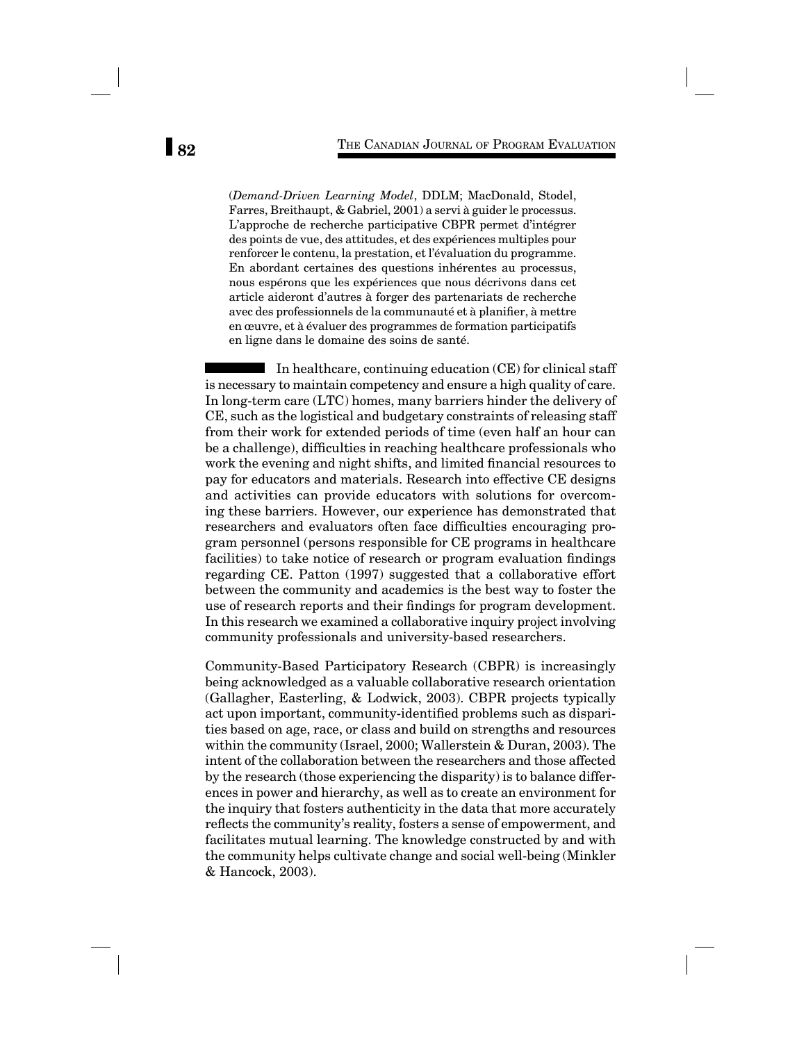(*Demand-Driven Learning Model*, DDLM; MacDonald, Stodel, Farres, Breithaupt, & Gabriel, 2001) a servi à guider le processus. L'approche de recherche participative CBPR permet d'intégrer des points de vue, des attitudes, et des expériences multiples pour renforcer le contenu, la prestation, et l'évaluation du programme. En abordant certaines des questions inhérentes au processus, nous espérons que les expériences que nous décrivons dans cet article aideront d'autres à forger des partenariats de recherche avec des professionnels de la communauté et à planifier, à mettre en œuvre, et à évaluer des programmes de formation participatifs en ligne dans le domaine des soins de santé.

In healthcare, continuing education (CE) for clinical staff is necessary to maintain competency and ensure a high quality of care. In long-term care (LTC) homes, many barriers hinder the delivery of CE, such as the logistical and budgetary constraints of releasing staff from their work for extended periods of time (even half an hour can be a challenge), difficulties in reaching healthcare professionals who work the evening and night shifts, and limited financial resources to pay for educators and materials. Research into effective CE designs and activities can provide educators with solutions for overcoming these barriers. However, our experience has demonstrated that researchers and evaluators often face difficulties encouraging program personnel (persons responsible for CE programs in healthcare facilities) to take notice of research or program evaluation findings regarding CE. Patton (1997) suggested that a collaborative effort between the community and academics is the best way to foster the use of research reports and their findings for program development. In this research we examined a collaborative inquiry project involving community professionals and university-based researchers.

Community-Based Participatory Research (CBPR) is increasingly being acknowledged as a valuable collaborative research orientation (Gallagher, Easterling, & Lodwick, 2003). CBPR projects typically act upon important, community-identified problems such as disparities based on age, race, or class and build on strengths and resources within the community (Israel, 2000; Wallerstein & Duran, 2003). The intent of the collaboration between the researchers and those affected by the research (those experiencing the disparity) is to balance differences in power and hierarchy, as well as to create an environment for the inquiry that fosters authenticity in the data that more accurately reflects the community's reality, fosters a sense of empowerment, and facilitates mutual learning. The knowledge constructed by and with the community helps cultivate change and social well-being (Minkler & Hancock, 2003).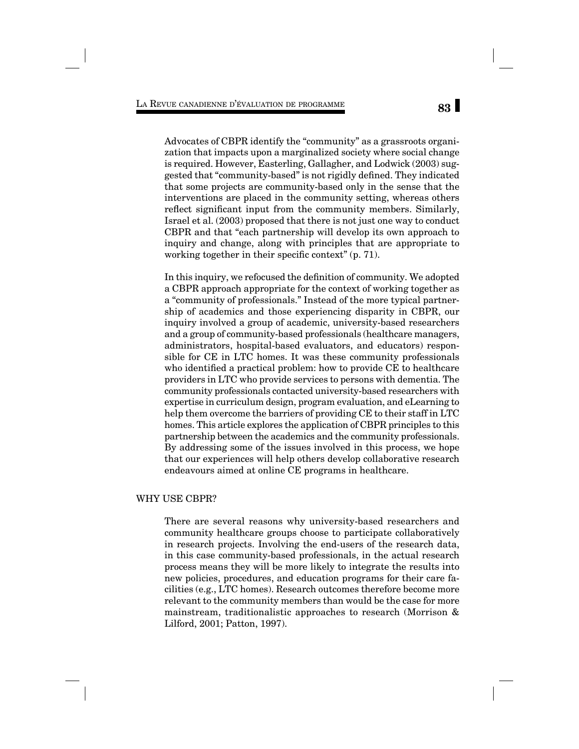Advocates of CBPR identify the "community" as a grassroots organization that impacts upon a marginalized society where social change is required. However, Easterling, Gallagher, and Lodwick (2003) suggested that "community-based" is not rigidly defined. They indicated that some projects are community-based only in the sense that the interventions are placed in the community setting, whereas others reflect significant input from the community members. Similarly, Israel et al. (2003) proposed that there is not just one way to conduct CBPR and that "each partnership will develop its own approach to inquiry and change, along with principles that are appropriate to working together in their specific context" (p. 71).

In this inquiry, we refocused the definition of community. We adopted a CBPR approach appropriate for the context of working together as a "community of professionals." Instead of the more typical partnership of academics and those experiencing disparity in CBPR, our inquiry involved a group of academic, university-based researchers and a group of community-based professionals (healthcare managers, administrators, hospital-based evaluators, and educators) responsible for CE in LTC homes. It was these community professionals who identified a practical problem: how to provide CE to healthcare providers in LTC who provide services to persons with dementia. The community professionals contacted university-based researchers with expertise in curriculum design, program evaluation, and eLearning to help them overcome the barriers of providing CE to their staff in LTC homes. This article explores the application of CBPR principles to this partnership between the academics and the community professionals. By addressing some of the issues involved in this process, we hope that our experiences will help others develop collaborative research endeavours aimed at online CE programs in healthcare.

## WHY USE CBPR?

There are several reasons why university-based researchers and community healthcare groups choose to participate collaboratively in research projects. Involving the end-users of the research data, in this case community-based professionals, in the actual research process means they will be more likely to integrate the results into new policies, procedures, and education programs for their care facilities (e.g., LTC homes). Research outcomes therefore become more relevant to the community members than would be the case for more mainstream, traditionalistic approaches to research (Morrison & Lilford, 2001; Patton, 1997).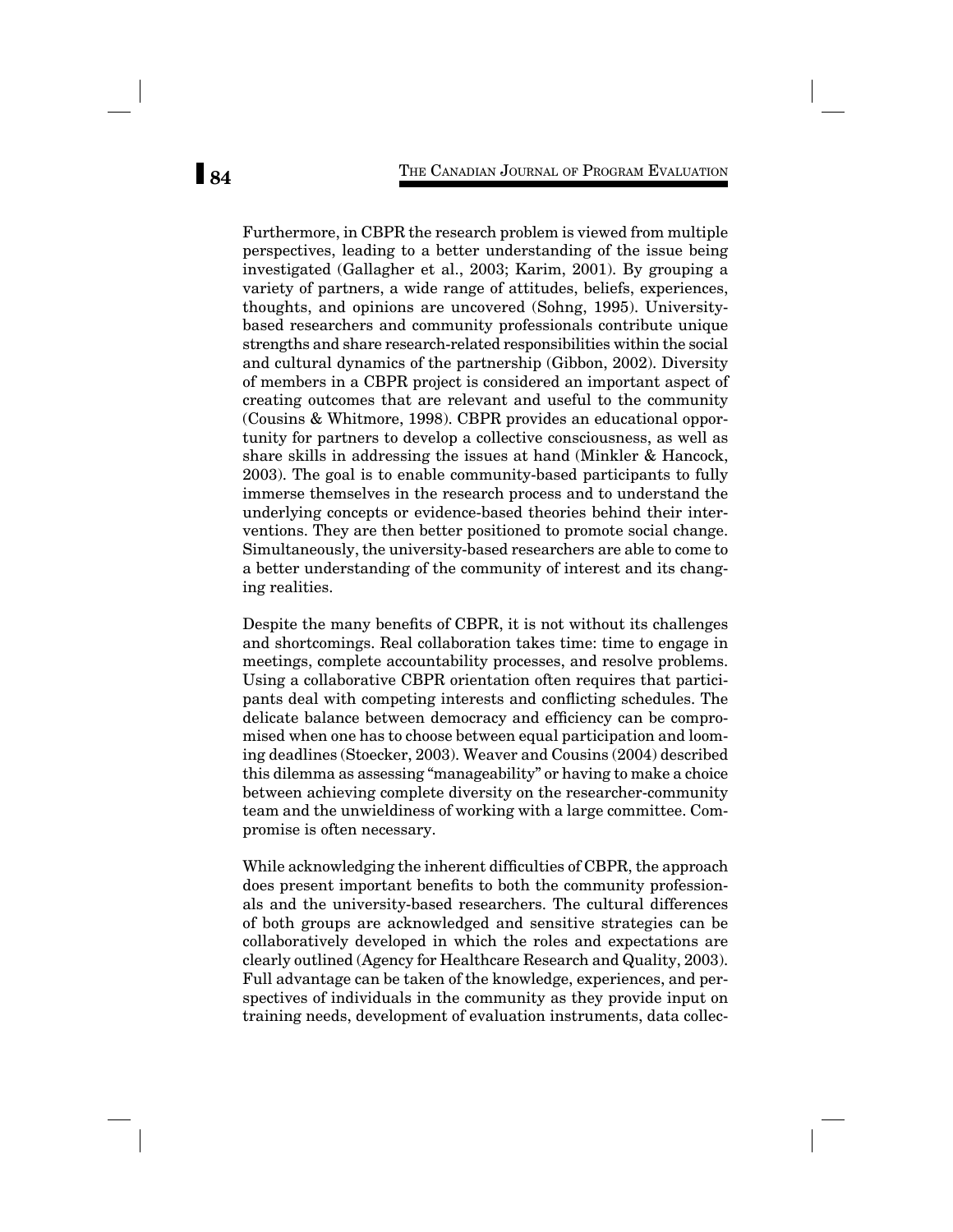Furthermore, in CBPR the research problem is viewed from multiple perspectives, leading to a better understanding of the issue being investigated (Gallagher et al., 2003; Karim, 2001). By grouping a variety of partners, a wide range of attitudes, beliefs, experiences, thoughts, and opinions are uncovered (Sohng, 1995). University-based researchers and community professionals contribute unique strengths and share research-related responsibilities within the social and cultural dynamics of the partnership (Gibbon, 2002). Diversity of members in a CBPR project is considered an important aspect of creating outcomes that are relevant and useful to the community (Cousins & Whitmore, 1998). CBPR provides an educational opportunity for partners to develop a collective consciousness, as well as share skills in addressing the issues at hand (Minkler & Hancock, 2003). The goal is to enable community-based participants to fully immerse themselves in the research process and to understand the underlying concepts or evidence-based theories behind their interventions. They are then better positioned to promote social change. Simultaneously, the university-based researchers are able to come to a better understanding of the community of interest and its changing realities.

Despite the many benefits of CBPR, it is not without its challenges and shortcomings. Real collaboration takes time: time to engage in meetings, complete accountability processes, and resolve problems. Using a collaborative CBPR orientation often requires that participants deal with competing interests and conflicting schedules. The delicate balance between democracy and efficiency can be compromised when one has to choose between equal participation and looming deadlines (Stoecker, 2003). Weaver and Cousins (2004) described this dilemma as assessing "manageability" or having to make a choice between achieving complete diversity on the researcher-community team and the unwieldiness of working with a large committee. Compromise is often necessary.

While acknowledging the inherent difficulties of CBPR, the approach does present important benefits to both the community professionals and the university-based researchers. The cultural differences of both groups are acknowledged and sensitive strategies can be collaboratively developed in which the roles and expectations are clearly outlined (Agency for Healthcare Research and Quality, 2003). Full advantage can be taken of the knowledge, experiences, and perspectives of individuals in the community as they provide input on training needs, development of evaluation instruments, data collec-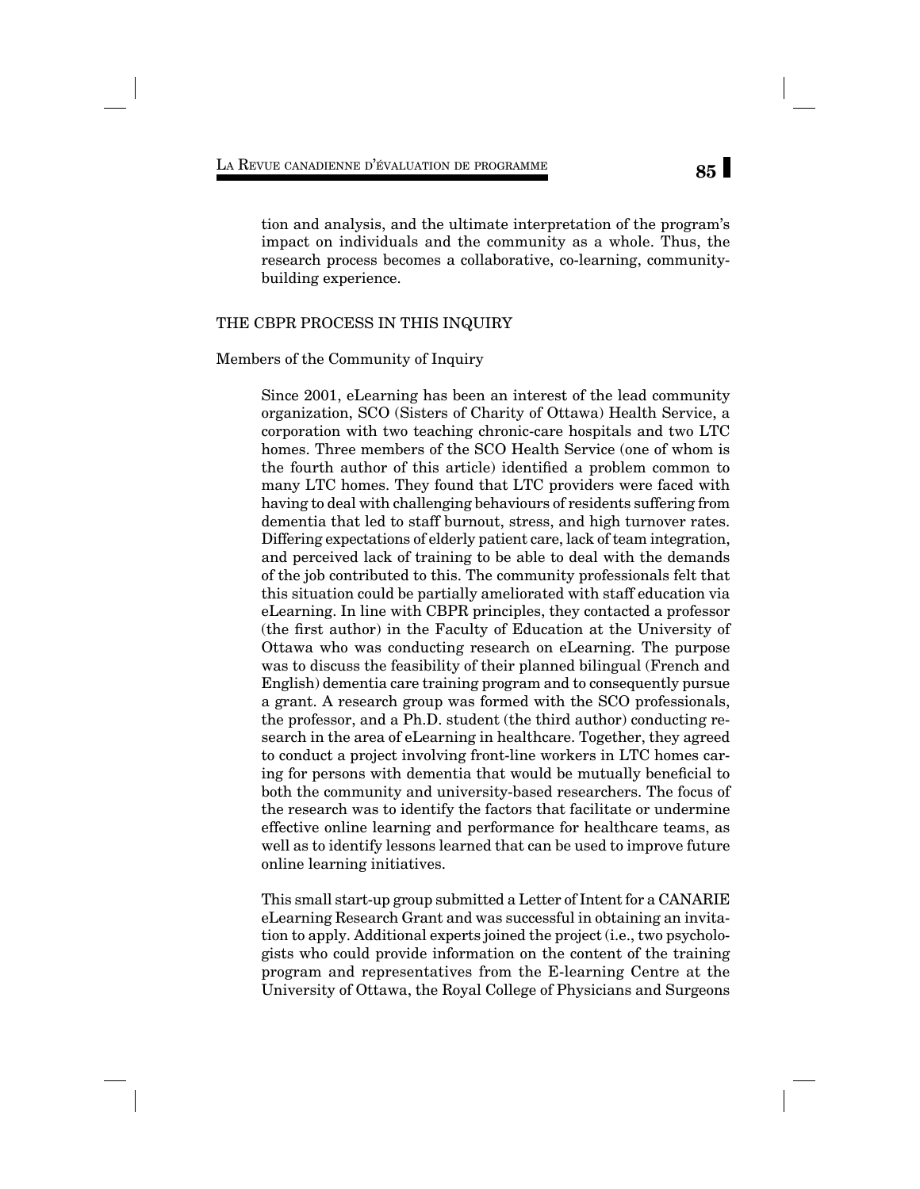tion and analysis, and the ultimate interpretation of the program's impact on individuals and the community as a whole. Thus, the research process becomes a collaborative, co-learning, community-building experience.

## THE CBPR PROCESS IN THIS INQUIRY

### Members of the Community of Inquiry

Since 2001, eLearning has been an interest of the lead community organization, SCO (Sisters of Charity of Ottawa) Health Service, a corporation with two teaching chronic-care hospitals and two LTC homes. Three members of the SCO Health Service (one of whom is the fourth author of this article) identified a problem common to many LTC homes. They found that LTC providers were faced with having to deal with challenging behaviours of residents suffering from dementia that led to staff burnout, stress, and high turnover rates. Differing expectations of elderly patient care, lack of team integration, and perceived lack of training to be able to deal with the demands of the job contributed to this. The community professionals felt that this situation could be partially ameliorated with staff education via eLearning. In line with CBPR principles, they contacted a professor (the first author) in the Faculty of Education at the University of Ottawa who was conducting research on eLearning. The purpose was to discuss the feasibility of their planned bilingual (French and English) dementia care training program and to consequently pursue a grant. A research group was formed with the SCO professionals, the professor, and a Ph.D. student (the third author) conducting research in the area of eLearning in healthcare. Together, they agreed to conduct a project involving front-line workers in LTC homes caring for persons with dementia that would be mutually beneficial to both the community and university-based researchers. The focus of the research was to identify the factors that facilitate or undermine effective online learning and performance for healthcare teams, as well as to identify lessons learned that can be used to improve future online learning initiatives.

This small start-up group submitted a Letter of Intent for a CANARIE eLearning Research Grant and was successful in obtaining an invitation to apply. Additional experts joined the project (i.e., two psychologists who could provide information on the content of the training program and representatives from the E-learning Centre at the University of Ottawa, the Royal College of Physicians and Surgeons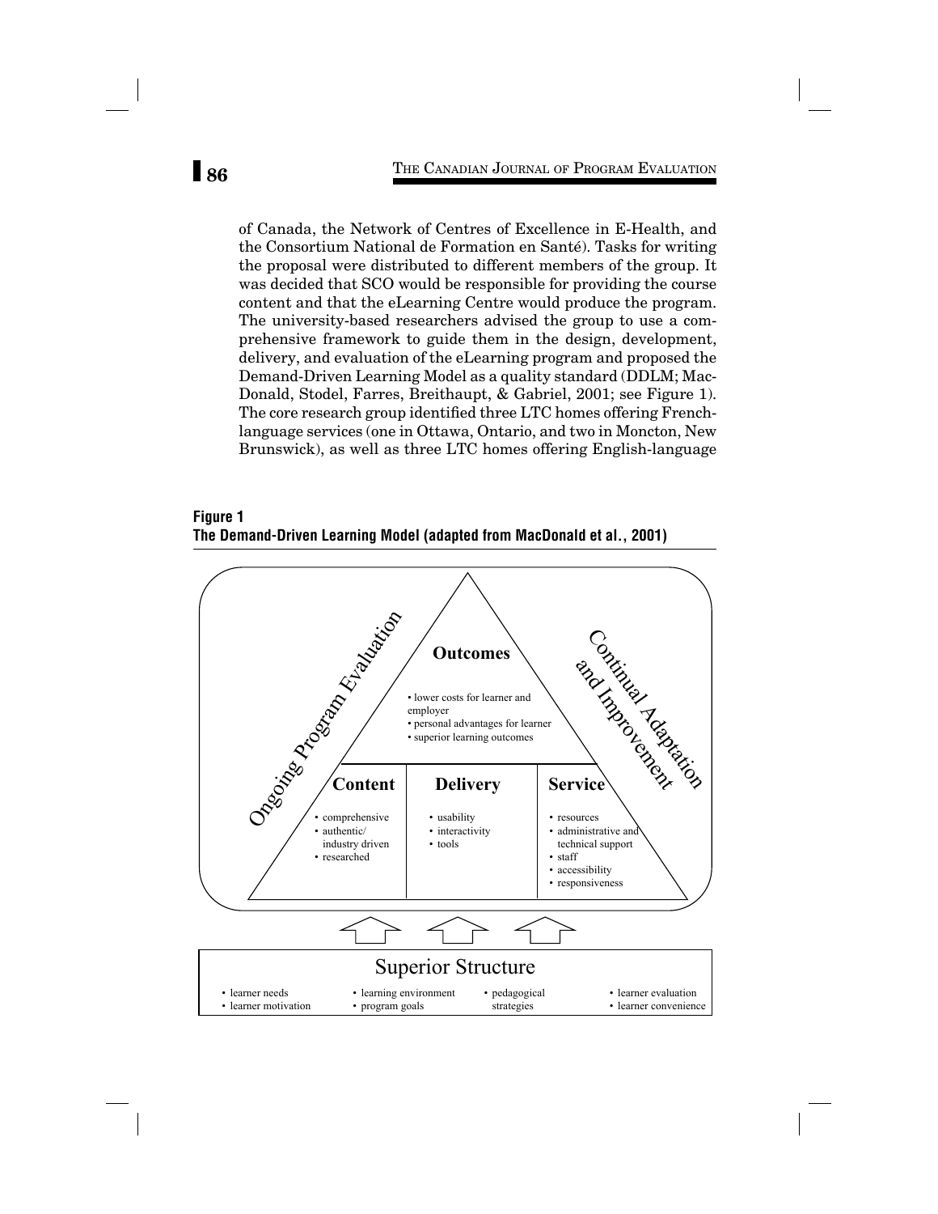of Canada, the Network of Centres of Excellence in E-Health, and the Consortium National de Formation en Santé). Tasks for writing the proposal were distributed to different members of the group. It was decided that SCO would be responsible for providing the course content and that the eLearning Centre would produce the program. The university-based researchers advised the group to use a comprehensive framework to guide them in the design, development, delivery, and evaluation of the eLearning program and proposed the Demand-Driven Learning Model as a quality standard (DDLM; MacDonald, Stodel, Farres, Breithaupt, & Gabriel, 2001; see Figure 1). The core research group identified three LTC homes offering French-language services (one in Ottawa, Ontario, and two in Moncton, New Brunswick), as well as three LTC homes offering English-language

**Figure 1**
**The Demand-Driven Learning Model (adapted from MacDonald et al., 2001)**

Ongoing Program Evaluation

Continual Adaptation and Improvement

**Outcomes**

- lower costs for learner and employer
- personal advantages for learner
- superior learning outcomes

**Content**

- comprehensive
- authentic/ industry driven
- researched

**Delivery**

- usability
- interactivity
- tools

**Service**

- resources
- administrative and technical support
- staff
- accessibility
- responsiveness

Superior Structure

- learner needs
- learner motivation
- learning environment
- program goals
- pedagogical strategies
- learner evaluation
- learner convenience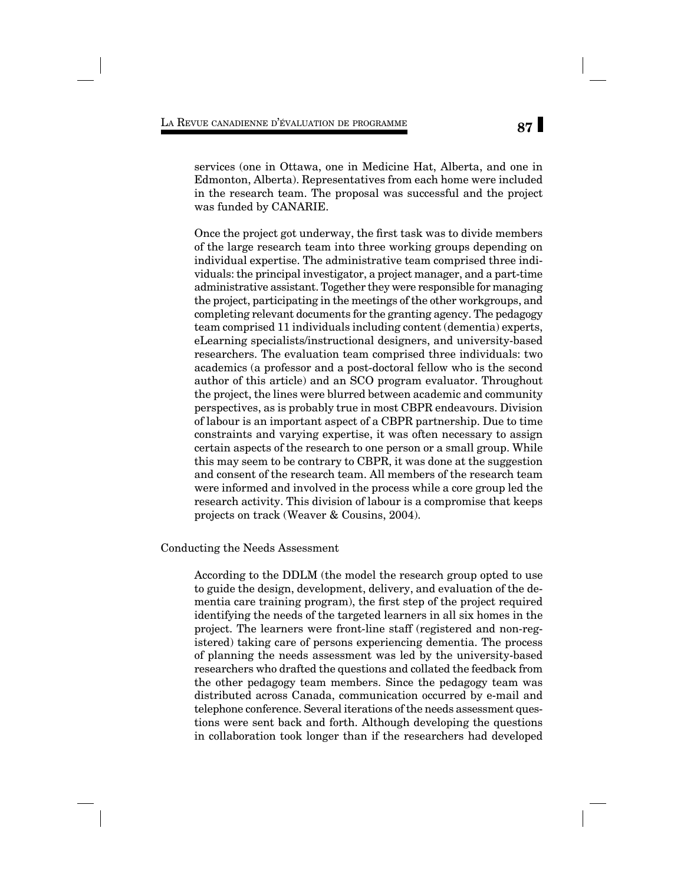services (one in Ottawa, one in Medicine Hat, Alberta, and one in Edmonton, Alberta). Representatives from each home were included in the research team. The proposal was successful and the project was funded by CANARIE.

Once the project got underway, the first task was to divide members of the large research team into three working groups depending on individual expertise. The administrative team comprised three individuals: the principal investigator, a project manager, and a part-time administrative assistant. Together they were responsible for managing the project, participating in the meetings of the other workgroups, and completing relevant documents for the granting agency. The pedagogy team comprised 11 individuals including content (dementia) experts, eLearning specialists/instructional designers, and university-based researchers. The evaluation team comprised three individuals: two academics (a professor and a post-doctoral fellow who is the second author of this article) and an SCO program evaluator. Throughout the project, the lines were blurred between academic and community perspectives, as is probably true in most CBPR endeavours. Division of labour is an important aspect of a CBPR partnership. Due to time constraints and varying expertise, it was often necessary to assign certain aspects of the research to one person or a small group. While this may seem to be contrary to CBPR, it was done at the suggestion and consent of the research team. All members of the research team were informed and involved in the process while a core group led the research activity. This division of labour is a compromise that keeps projects on track (Weaver & Cousins, 2004).

## Conducting the Needs Assessment

According to the DDLM (the model the research group opted to use to guide the design, development, delivery, and evaluation of the dementia care training program), the first step of the project required identifying the needs of the targeted learners in all six homes in the project. The learners were front-line staff (registered and non-registered) taking care of persons experiencing dementia. The process of planning the needs assessment was led by the university-based researchers who drafted the questions and collated the feedback from the other pedagogy team members. Since the pedagogy team was distributed across Canada, communication occurred by e-mail and telephone conference. Several iterations of the needs assessment questions were sent back and forth. Although developing the questions in collaboration took longer than if the researchers had developed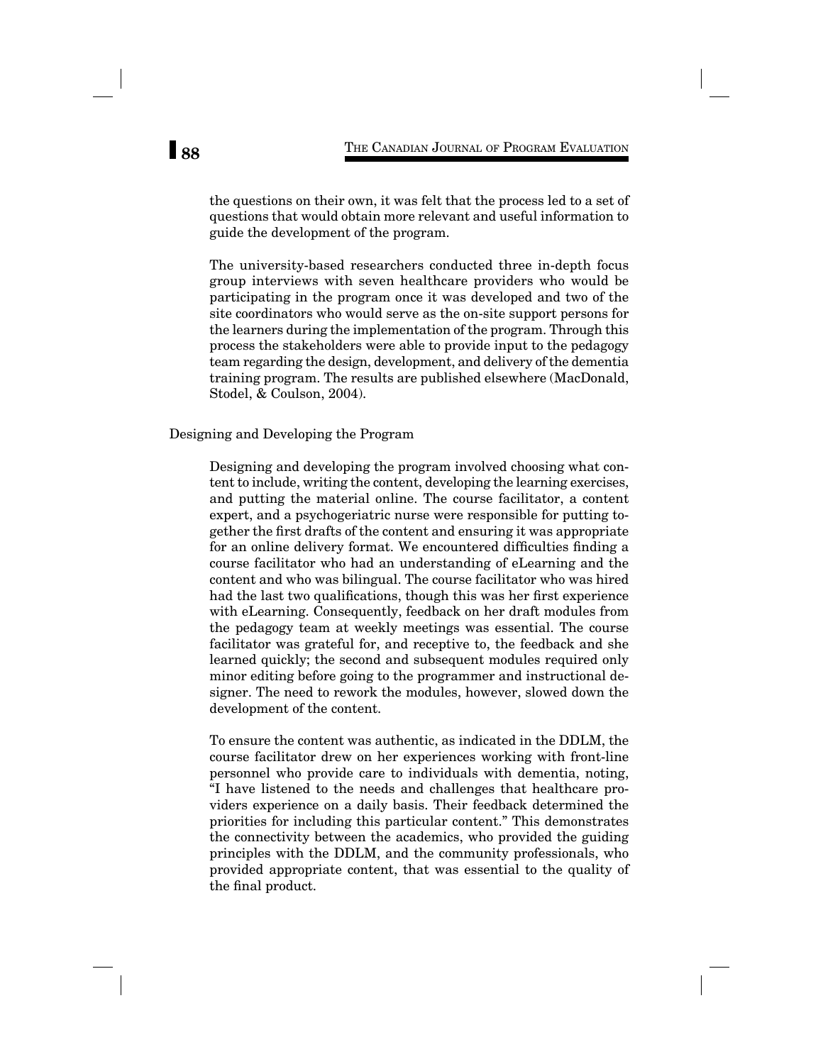the questions on their own, it was felt that the process led to a set of questions that would obtain more relevant and useful information to guide the development of the program.

The university-based researchers conducted three in-depth focus group interviews with seven healthcare providers who would be participating in the program once it was developed and two of the site coordinators who would serve as the on-site support persons for the learners during the implementation of the program. Through this process the stakeholders were able to provide input to the pedagogy team regarding the design, development, and delivery of the dementia training program. The results are published elsewhere (MacDonald, Stodel, & Coulson, 2004).

## Designing and Developing the Program

Designing and developing the program involved choosing what content to include, writing the content, developing the learning exercises, and putting the material online. The course facilitator, a content expert, and a psychogeriatric nurse were responsible for putting together the first drafts of the content and ensuring it was appropriate for an online delivery format. We encountered difficulties finding a course facilitator who had an understanding of eLearning and the content and who was bilingual. The course facilitator who was hired had the last two qualifications, though this was her first experience with eLearning. Consequently, feedback on her draft modules from the pedagogy team at weekly meetings was essential. The course facilitator was grateful for, and receptive to, the feedback and she learned quickly; the second and subsequent modules required only minor editing before going to the programmer and instructional designer. The need to rework the modules, however, slowed down the development of the content.

To ensure the content was authentic, as indicated in the DDLM, the course facilitator drew on her experiences working with front-line personnel who provide care to individuals with dementia, noting, "I have listened to the needs and challenges that healthcare providers experience on a daily basis. Their feedback determined the priorities for including this particular content." This demonstrates the connectivity between the academics, who provided the guiding principles with the DDLM, and the community professionals, who provided appropriate content, that was essential to the quality of the final product.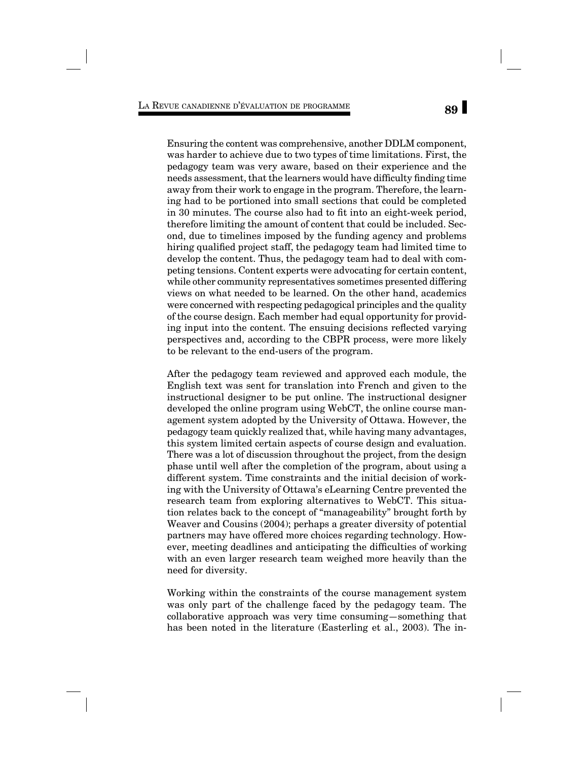Ensuring the content was comprehensive, another DDLM component, was harder to achieve due to two types of time limitations. First, the pedagogy team was very aware, based on their experience and the needs assessment, that the learners would have difficulty finding time away from their work to engage in the program. Therefore, the learning had to be portioned into small sections that could be completed in 30 minutes. The course also had to fit into an eight-week period, therefore limiting the amount of content that could be included. Second, due to timelines imposed by the funding agency and problems hiring qualified project staff, the pedagogy team had limited time to develop the content. Thus, the pedagogy team had to deal with competing tensions. Content experts were advocating for certain content, while other community representatives sometimes presented differing views on what needed to be learned. On the other hand, academics were concerned with respecting pedagogical principles and the quality of the course design. Each member had equal opportunity for providing input into the content. The ensuing decisions reflected varying perspectives and, according to the CBPR process, were more likely to be relevant to the end-users of the program.

After the pedagogy team reviewed and approved each module, the English text was sent for translation into French and given to the instructional designer to be put online. The instructional designer developed the online program using WebCT, the online course management system adopted by the University of Ottawa. However, the pedagogy team quickly realized that, while having many advantages, this system limited certain aspects of course design and evaluation. There was a lot of discussion throughout the project, from the design phase until well after the completion of the program, about using a different system. Time constraints and the initial decision of working with the University of Ottawa's eLearning Centre prevented the research team from exploring alternatives to WebCT. This situation relates back to the concept of "manageability" brought forth by Weaver and Cousins (2004); perhaps a greater diversity of potential partners may have offered more choices regarding technology. However, meeting deadlines and anticipating the difficulties of working with an even larger research team weighed more heavily than the need for diversity.

Working within the constraints of the course management system was only part of the challenge faced by the pedagogy team. The collaborative approach was very time consuming—something that has been noted in the literature (Easterling et al., 2003). The in-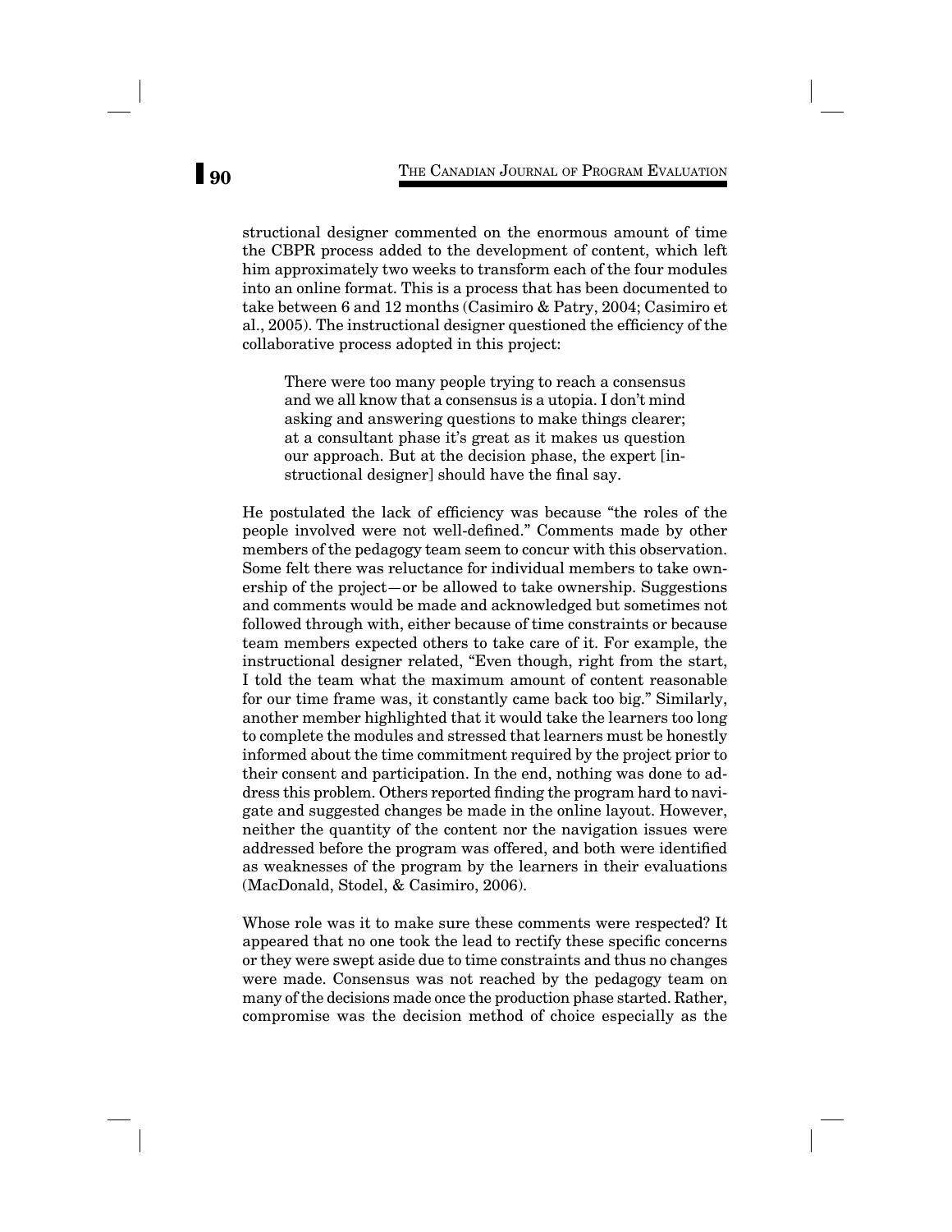structional designer commented on the enormous amount of time the CBPR process added to the development of content, which left him approximately two weeks to transform each of the four modules into an online format. This is a process that has been documented to take between 6 and 12 months (Casimiro & Patry, 2004; Casimiro et al., 2005). The instructional designer questioned the efficiency of the collaborative process adopted in this project:

> There were too many people trying to reach a consensus and we all know that a consensus is a utopia. I don't mind asking and answering questions to make things clearer; at a consultant phase it's great as it makes us question our approach. But at the decision phase, the expert [instructional designer] should have the final say.

He postulated the lack of efficiency was because "the roles of the people involved were not well-defined." Comments made by other members of the pedagogy team seem to concur with this observation. Some felt there was reluctance for individual members to take ownership of the project—or be allowed to take ownership. Suggestions and comments would be made and acknowledged but sometimes not followed through with, either because of time constraints or because team members expected others to take care of it. For example, the instructional designer related, "Even though, right from the start, I told the team what the maximum amount of content reasonable for our time frame was, it constantly came back too big." Similarly, another member highlighted that it would take the learners too long to complete the modules and stressed that learners must be honestly informed about the time commitment required by the project prior to their consent and participation. In the end, nothing was done to address this problem. Others reported finding the program hard to navigate and suggested changes be made in the online layout. However, neither the quantity of the content nor the navigation issues were addressed before the program was offered, and both were identified as weaknesses of the program by the learners in their evaluations (MacDonald, Stodel, & Casimiro, 2006).

Whose role was it to make sure these comments were respected? It appeared that no one took the lead to rectify these specific concerns or they were swept aside due to time constraints and thus no changes were made. Consensus was not reached by the pedagogy team on many of the decisions made once the production phase started. Rather, compromise was the decision method of choice especially as the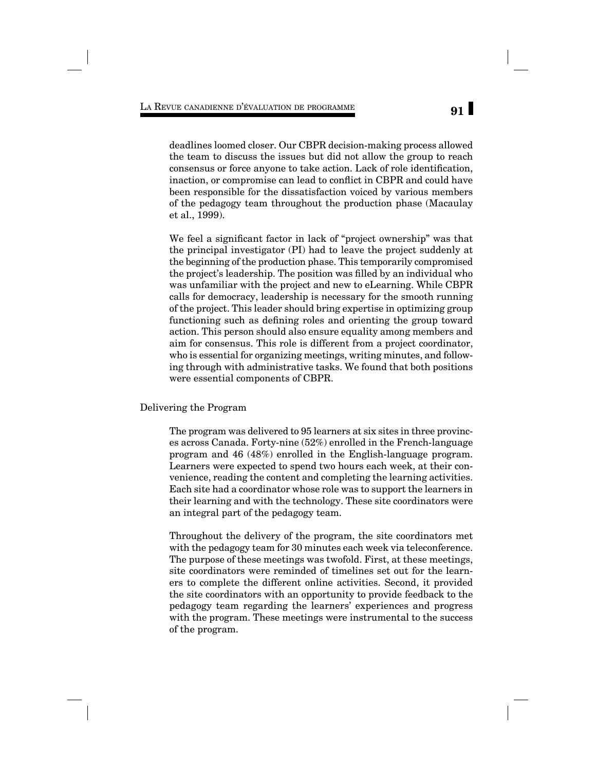deadlines loomed closer. Our CBPR decision-making process allowed the team to discuss the issues but did not allow the group to reach consensus or force anyone to take action. Lack of role identification, inaction, or compromise can lead to conflict in CBPR and could have been responsible for the dissatisfaction voiced by various members of the pedagogy team throughout the production phase (Macaulay et al., 1999).

We feel a significant factor in lack of "project ownership" was that the principal investigator (PI) had to leave the project suddenly at the beginning of the production phase. This temporarily compromised the project's leadership. The position was filled by an individual who was unfamiliar with the project and new to eLearning. While CBPR calls for democracy, leadership is necessary for the smooth running of the project. This leader should bring expertise in optimizing group functioning such as defining roles and orienting the group toward action. This person should also ensure equality among members and aim for consensus. This role is different from a project coordinator, who is essential for organizing meetings, writing minutes, and following through with administrative tasks. We found that both positions were essential components of CBPR.

### Delivering the Program

The program was delivered to 95 learners at six sites in three provinces across Canada. Forty-nine (52%) enrolled in the French-language program and 46 (48%) enrolled in the English-language program. Learners were expected to spend two hours each week, at their convenience, reading the content and completing the learning activities. Each site had a coordinator whose role was to support the learners in their learning and with the technology. These site coordinators were an integral part of the pedagogy team.

Throughout the delivery of the program, the site coordinators met with the pedagogy team for 30 minutes each week via teleconference. The purpose of these meetings was twofold. First, at these meetings, site coordinators were reminded of timelines set out for the learners to complete the different online activities. Second, it provided the site coordinators with an opportunity to provide feedback to the pedagogy team regarding the learners' experiences and progress with the program. These meetings were instrumental to the success of the program.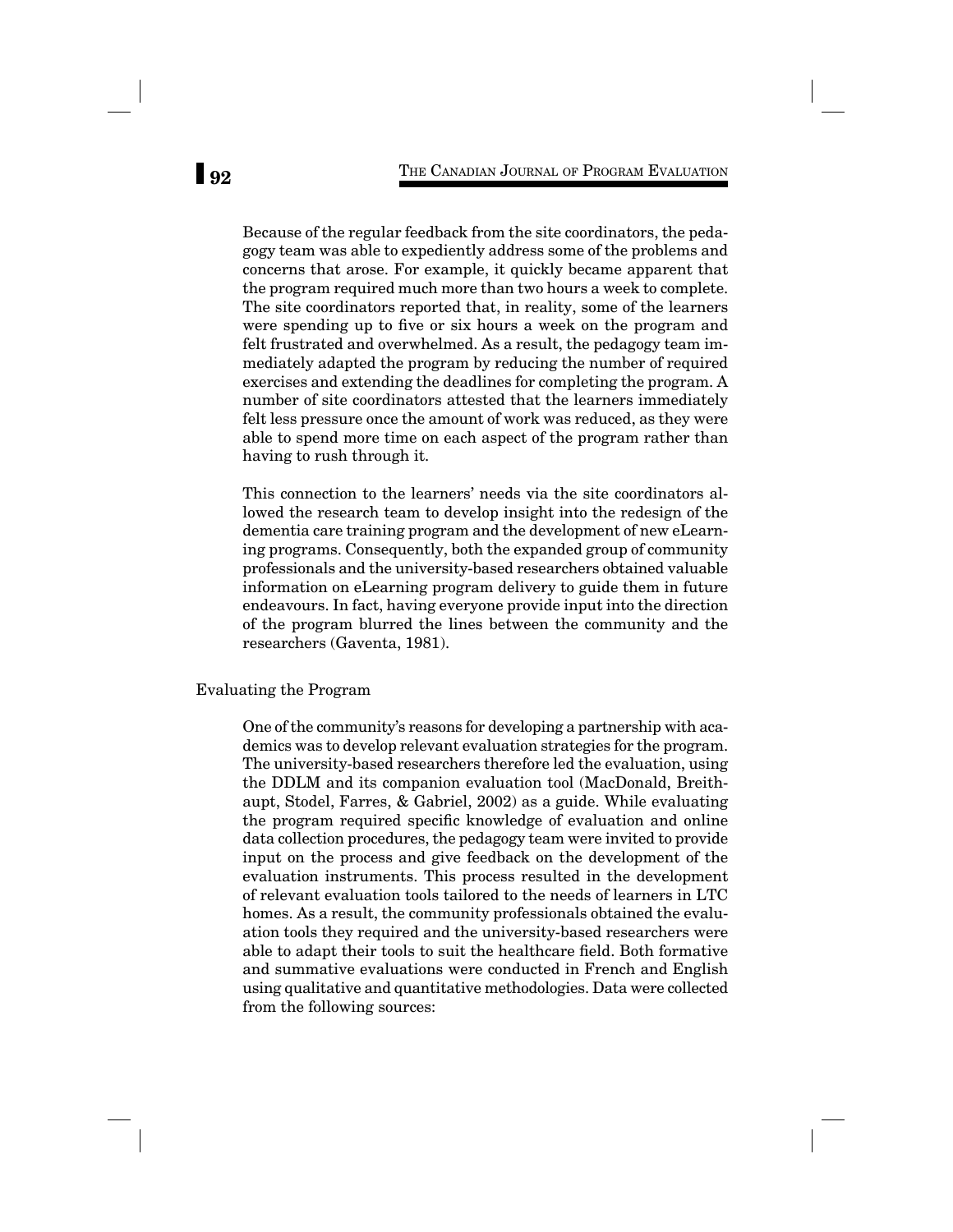Because of the regular feedback from the site coordinators, the pedagogy team was able to expediently address some of the problems and concerns that arose. For example, it quickly became apparent that the program required much more than two hours a week to complete. The site coordinators reported that, in reality, some of the learners were spending up to five or six hours a week on the program and felt frustrated and overwhelmed. As a result, the pedagogy team immediately adapted the program by reducing the number of required exercises and extending the deadlines for completing the program. A number of site coordinators attested that the learners immediately felt less pressure once the amount of work was reduced, as they were able to spend more time on each aspect of the program rather than having to rush through it.

This connection to the learners' needs via the site coordinators allowed the research team to develop insight into the redesign of the dementia care training program and the development of new eLearning programs. Consequently, both the expanded group of community professionals and the university-based researchers obtained valuable information on eLearning program delivery to guide them in future endeavours. In fact, having everyone provide input into the direction of the program blurred the lines between the community and the researchers (Gaventa, 1981).

### Evaluating the Program

One of the community's reasons for developing a partnership with academics was to develop relevant evaluation strategies for the program. The university-based researchers therefore led the evaluation, using the DDLM and its companion evaluation tool (MacDonald, Breithaupt, Stodel, Farres, & Gabriel, 2002) as a guide. While evaluating the program required specific knowledge of evaluation and online data collection procedures, the pedagogy team were invited to provide input on the process and give feedback on the development of the evaluation instruments. This process resulted in the development of relevant evaluation tools tailored to the needs of learners in LTC homes. As a result, the community professionals obtained the evaluation tools they required and the university-based researchers were able to adapt their tools to suit the healthcare field. Both formative and summative evaluations were conducted in French and English using qualitative and quantitative methodologies. Data were collected from the following sources: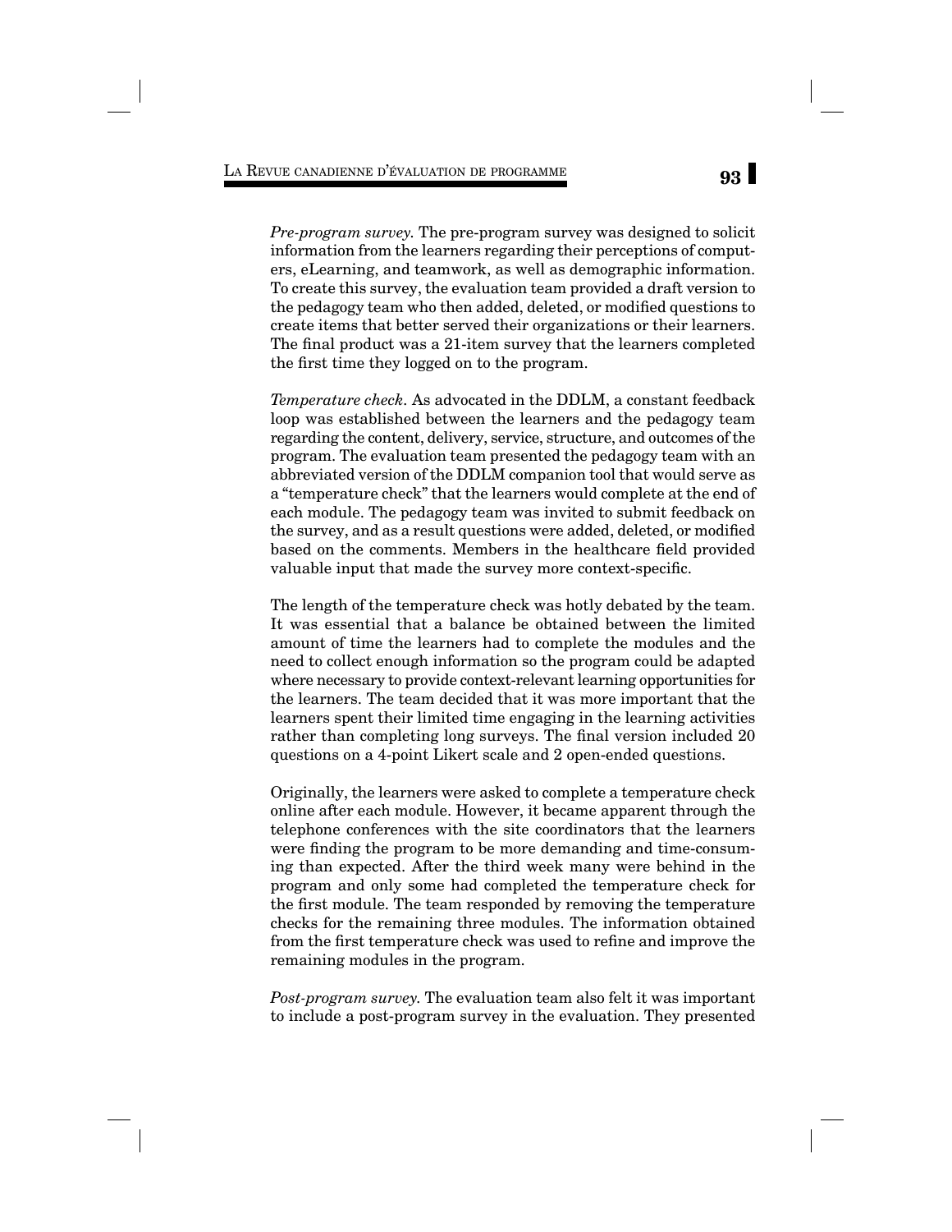*Pre-program survey.* The pre-program survey was designed to solicit information from the learners regarding their perceptions of computers, eLearning, and teamwork, as well as demographic information. To create this survey, the evaluation team provided a draft version to the pedagogy team who then added, deleted, or modified questions to create items that better served their organizations or their learners. The final product was a 21-item survey that the learners completed the first time they logged on to the program.

*Temperature check*. As advocated in the DDLM, a constant feedback loop was established between the learners and the pedagogy team regarding the content, delivery, service, structure, and outcomes of the program. The evaluation team presented the pedagogy team with an abbreviated version of the DDLM companion tool that would serve as a "temperature check" that the learners would complete at the end of each module. The pedagogy team was invited to submit feedback on the survey, and as a result questions were added, deleted, or modified based on the comments. Members in the healthcare field provided valuable input that made the survey more context-specific.

The length of the temperature check was hotly debated by the team. It was essential that a balance be obtained between the limited amount of time the learners had to complete the modules and the need to collect enough information so the program could be adapted where necessary to provide context-relevant learning opportunities for the learners. The team decided that it was more important that the learners spent their limited time engaging in the learning activities rather than completing long surveys. The final version included 20 questions on a 4-point Likert scale and 2 open-ended questions.

Originally, the learners were asked to complete a temperature check online after each module. However, it became apparent through the telephone conferences with the site coordinators that the learners were finding the program to be more demanding and time-consuming than expected. After the third week many were behind in the program and only some had completed the temperature check for the first module. The team responded by removing the temperature checks for the remaining three modules. The information obtained from the first temperature check was used to refine and improve the remaining modules in the program.

*Post-program survey.* The evaluation team also felt it was important to include a post-program survey in the evaluation. They presented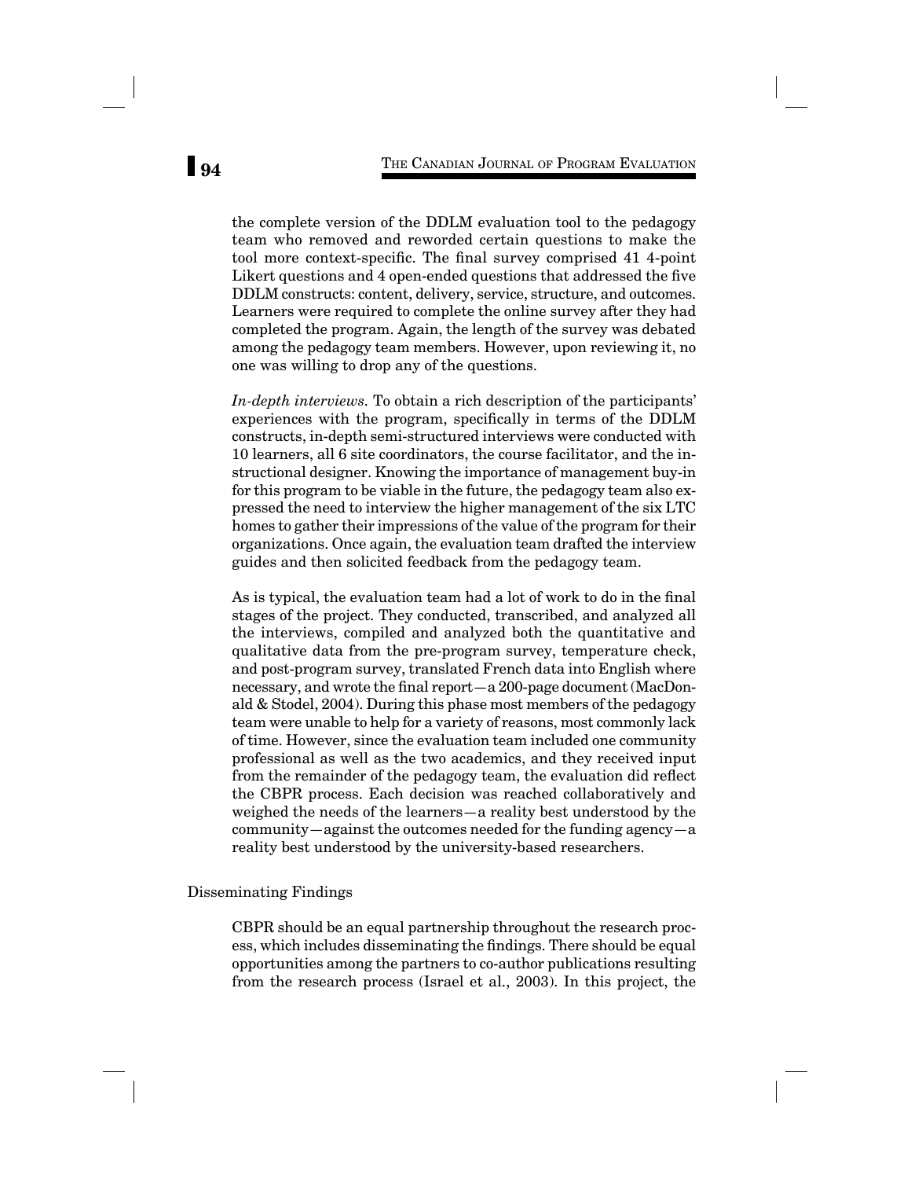the complete version of the DDLM evaluation tool to the pedagogy team who removed and reworded certain questions to make the tool more context-specific. The final survey comprised 41 4-point Likert questions and 4 open-ended questions that addressed the five DDLM constructs: content, delivery, service, structure, and outcomes. Learners were required to complete the online survey after they had completed the program. Again, the length of the survey was debated among the pedagogy team members. However, upon reviewing it, no one was willing to drop any of the questions.

*In-depth interviews.* To obtain a rich description of the participants' experiences with the program, specifically in terms of the DDLM constructs, in-depth semi-structured interviews were conducted with 10 learners, all 6 site coordinators, the course facilitator, and the instructional designer. Knowing the importance of management buy-in for this program to be viable in the future, the pedagogy team also expressed the need to interview the higher management of the six LTC homes to gather their impressions of the value of the program for their organizations. Once again, the evaluation team drafted the interview guides and then solicited feedback from the pedagogy team.

As is typical, the evaluation team had a lot of work to do in the final stages of the project. They conducted, transcribed, and analyzed all the interviews, compiled and analyzed both the quantitative and qualitative data from the pre-program survey, temperature check, and post-program survey, translated French data into English where necessary, and wrote the final report—a 200-page document (MacDonald & Stodel, 2004). During this phase most members of the pedagogy team were unable to help for a variety of reasons, most commonly lack of time. However, since the evaluation team included one community professional as well as the two academics, and they received input from the remainder of the pedagogy team, the evaluation did reflect the CBPR process. Each decision was reached collaboratively and weighed the needs of the learners—a reality best understood by the community—against the outcomes needed for the funding agency—a reality best understood by the university-based researchers.

## Disseminating Findings

CBPR should be an equal partnership throughout the research process, which includes disseminating the findings. There should be equal opportunities among the partners to co-author publications resulting from the research process (Israel et al., 2003). In this project, the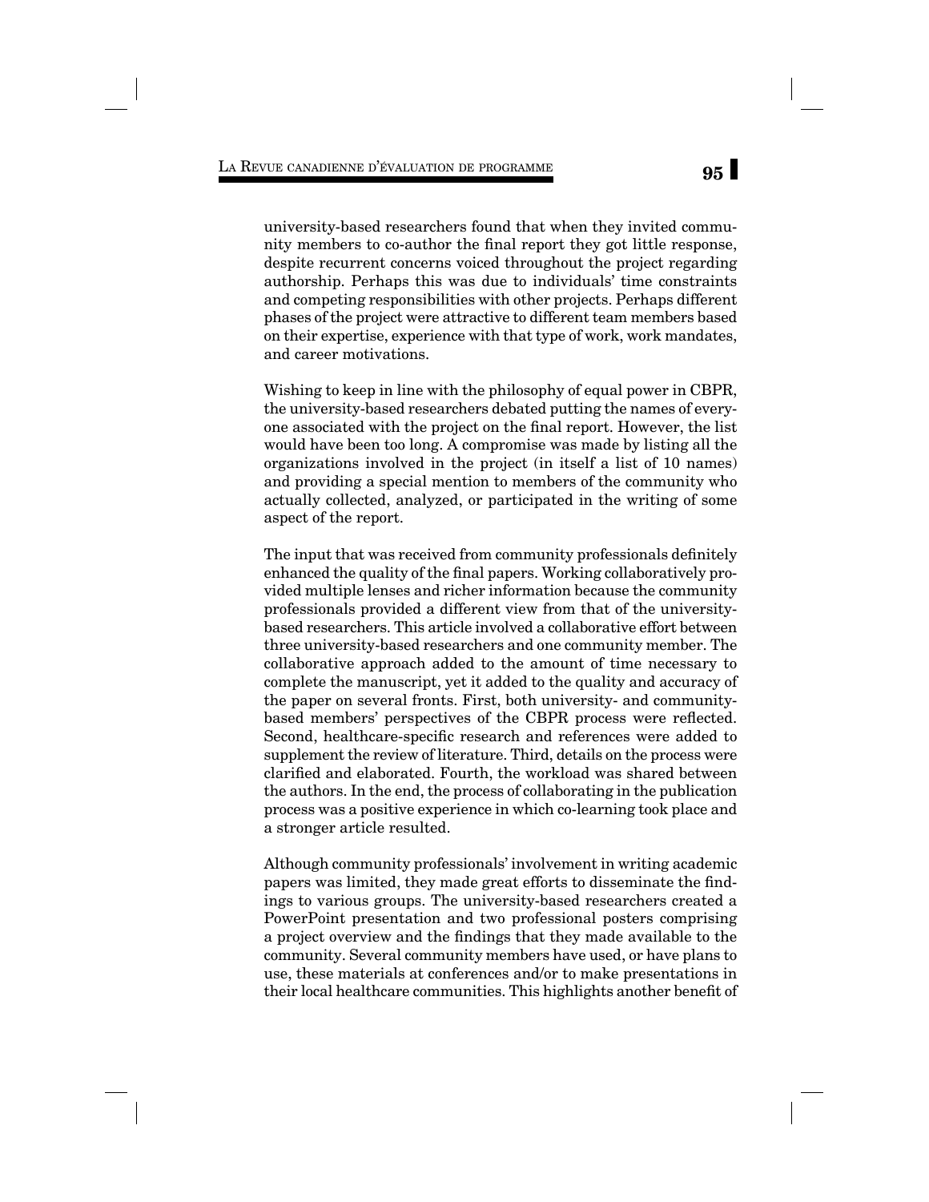university-based researchers found that when they invited community members to co-author the final report they got little response, despite recurrent concerns voiced throughout the project regarding authorship. Perhaps this was due to individuals' time constraints and competing responsibilities with other projects. Perhaps different phases of the project were attractive to different team members based on their expertise, experience with that type of work, work mandates, and career motivations.

Wishing to keep in line with the philosophy of equal power in CBPR, the university-based researchers debated putting the names of everyone associated with the project on the final report. However, the list would have been too long. A compromise was made by listing all the organizations involved in the project (in itself a list of 10 names) and providing a special mention to members of the community who actually collected, analyzed, or participated in the writing of some aspect of the report.

The input that was received from community professionals definitely enhanced the quality of the final papers. Working collaboratively provided multiple lenses and richer information because the community professionals provided a different view from that of the university-based researchers. This article involved a collaborative effort between three university-based researchers and one community member. The collaborative approach added to the amount of time necessary to complete the manuscript, yet it added to the quality and accuracy of the paper on several fronts. First, both university- and community-based members' perspectives of the CBPR process were reflected. Second, healthcare-specific research and references were added to supplement the review of literature. Third, details on the process were clarified and elaborated. Fourth, the workload was shared between the authors. In the end, the process of collaborating in the publication process was a positive experience in which co-learning took place and a stronger article resulted.

Although community professionals' involvement in writing academic papers was limited, they made great efforts to disseminate the findings to various groups. The university-based researchers created a PowerPoint presentation and two professional posters comprising a project overview and the findings that they made available to the community. Several community members have used, or have plans to use, these materials at conferences and/or to make presentations in their local healthcare communities. This highlights another benefit of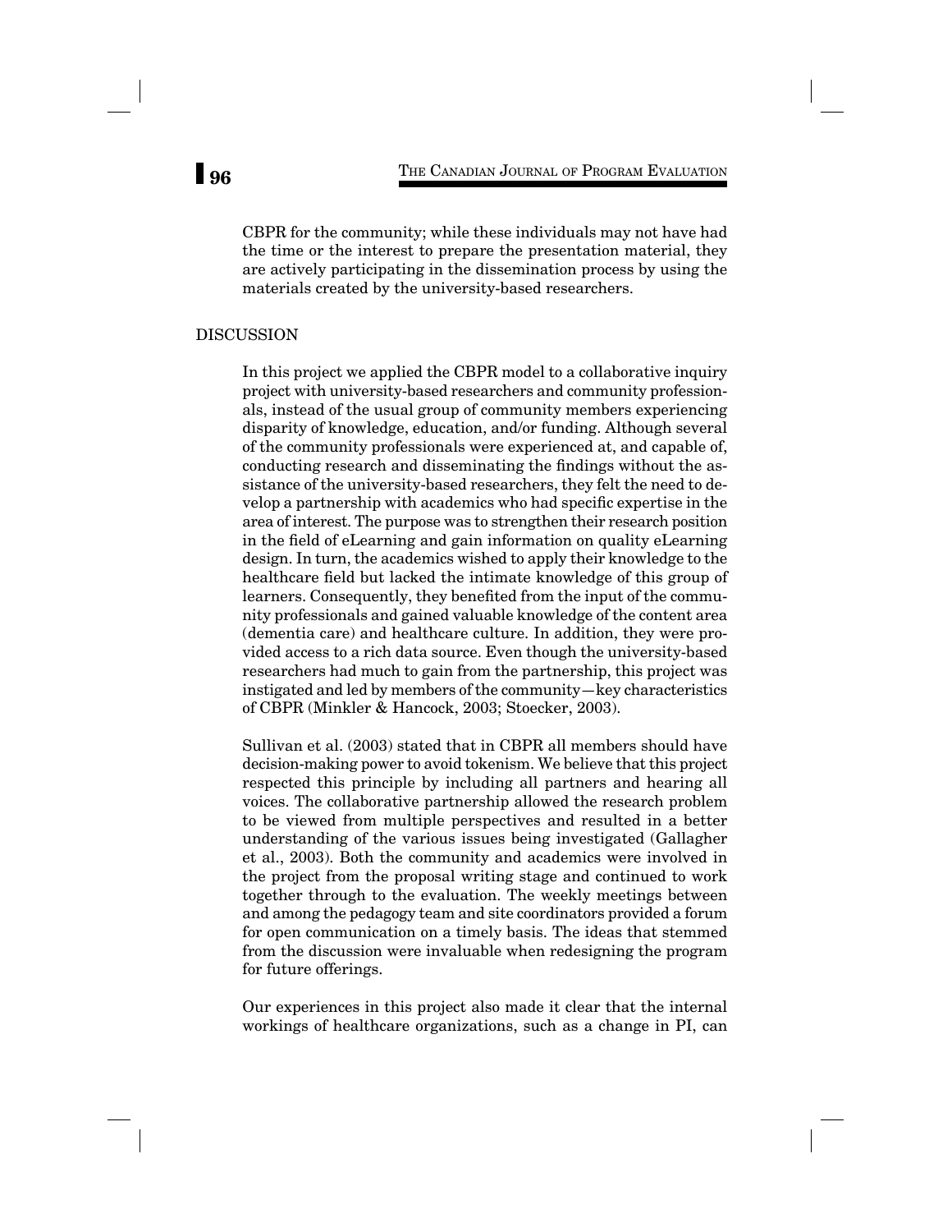CBPR for the community; while these individuals may not have had the time or the interest to prepare the presentation material, they are actively participating in the dissemination process by using the materials created by the university-based researchers.

## DISCUSSION

In this project we applied the CBPR model to a collaborative inquiry project with university-based researchers and community professionals, instead of the usual group of community members experiencing disparity of knowledge, education, and/or funding. Although several of the community professionals were experienced at, and capable of, conducting research and disseminating the findings without the assistance of the university-based researchers, they felt the need to develop a partnership with academics who had specific expertise in the area of interest. The purpose was to strengthen their research position in the field of eLearning and gain information on quality eLearning design. In turn, the academics wished to apply their knowledge to the healthcare field but lacked the intimate knowledge of this group of learners. Consequently, they benefited from the input of the community professionals and gained valuable knowledge of the content area (dementia care) and healthcare culture. In addition, they were provided access to a rich data source. Even though the university-based researchers had much to gain from the partnership, this project was instigated and led by members of the community—key characteristics of CBPR (Minkler & Hancock, 2003; Stoecker, 2003).

Sullivan et al. (2003) stated that in CBPR all members should have decision-making power to avoid tokenism. We believe that this project respected this principle by including all partners and hearing all voices. The collaborative partnership allowed the research problem to be viewed from multiple perspectives and resulted in a better understanding of the various issues being investigated (Gallagher et al., 2003). Both the community and academics were involved in the project from the proposal writing stage and continued to work together through to the evaluation. The weekly meetings between and among the pedagogy team and site coordinators provided a forum for open communication on a timely basis. The ideas that stemmed from the discussion were invaluable when redesigning the program for future offerings.

Our experiences in this project also made it clear that the internal workings of healthcare organizations, such as a change in PI, can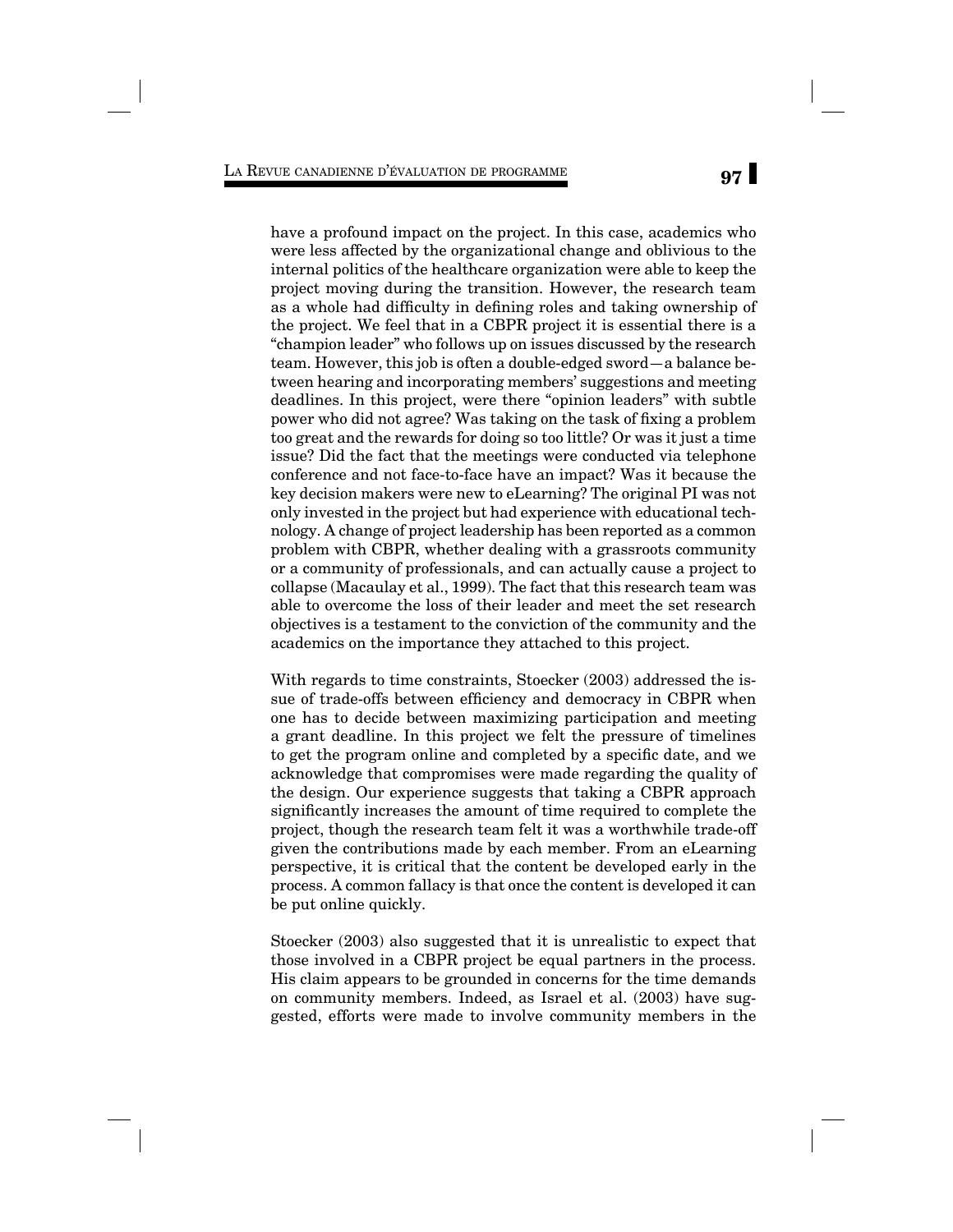have a profound impact on the project. In this case, academics who were less affected by the organizational change and oblivious to the internal politics of the healthcare organization were able to keep the project moving during the transition. However, the research team as a whole had difficulty in defining roles and taking ownership of the project. We feel that in a CBPR project it is essential there is a "champion leader" who follows up on issues discussed by the research team. However, this job is often a double-edged sword—a balance between hearing and incorporating members' suggestions and meeting deadlines. In this project, were there "opinion leaders" with subtle power who did not agree? Was taking on the task of fixing a problem too great and the rewards for doing so too little? Or was it just a time issue? Did the fact that the meetings were conducted via telephone conference and not face-to-face have an impact? Was it because the key decision makers were new to eLearning? The original PI was not only invested in the project but had experience with educational technology. A change of project leadership has been reported as a common problem with CBPR, whether dealing with a grassroots community or a community of professionals, and can actually cause a project to collapse (Macaulay et al., 1999). The fact that this research team was able to overcome the loss of their leader and meet the set research objectives is a testament to the conviction of the community and the academics on the importance they attached to this project.

With regards to time constraints, Stoecker (2003) addressed the issue of trade-offs between efficiency and democracy in CBPR when one has to decide between maximizing participation and meeting a grant deadline. In this project we felt the pressure of timelines to get the program online and completed by a specific date, and we acknowledge that compromises were made regarding the quality of the design. Our experience suggests that taking a CBPR approach significantly increases the amount of time required to complete the project, though the research team felt it was a worthwhile trade-off given the contributions made by each member. From an eLearning perspective, it is critical that the content be developed early in the process. A common fallacy is that once the content is developed it can be put online quickly.

Stoecker (2003) also suggested that it is unrealistic to expect that those involved in a CBPR project be equal partners in the process. His claim appears to be grounded in concerns for the time demands on community members. Indeed, as Israel et al. (2003) have suggested, efforts were made to involve community members in the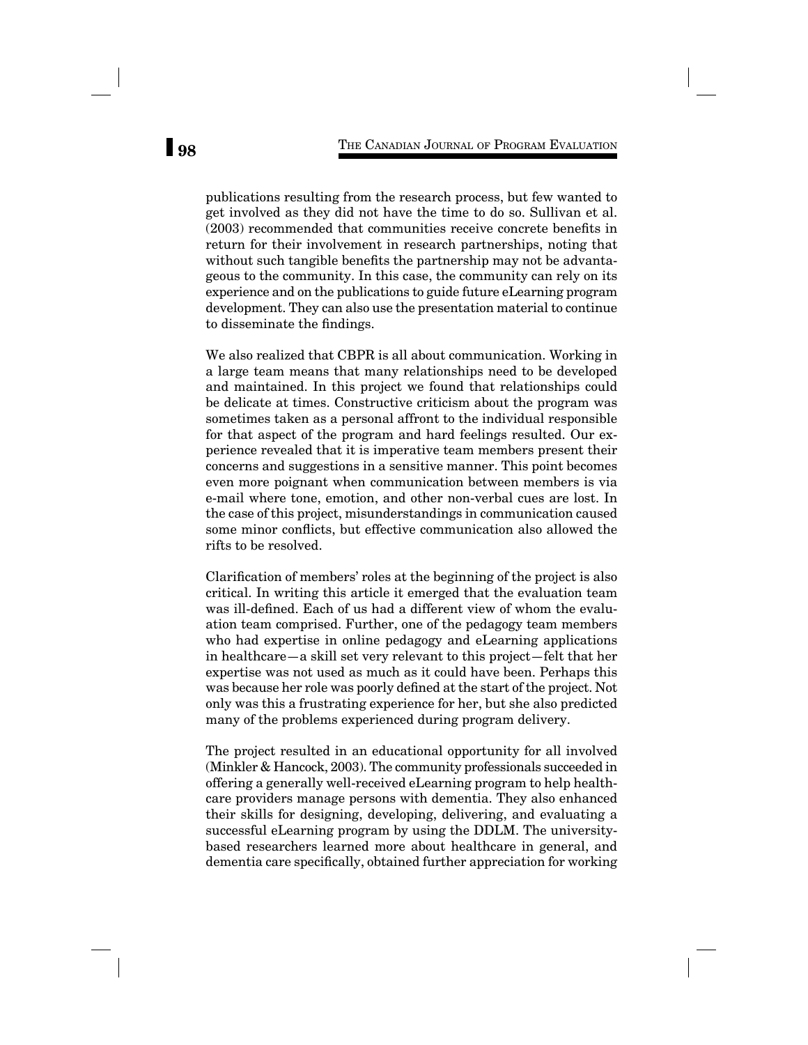publications resulting from the research process, but few wanted to get involved as they did not have the time to do so. Sullivan et al. (2003) recommended that communities receive concrete benefits in return for their involvement in research partnerships, noting that without such tangible benefits the partnership may not be advantageous to the community. In this case, the community can rely on its experience and on the publications to guide future eLearning program development. They can also use the presentation material to continue to disseminate the findings.

We also realized that CBPR is all about communication. Working in a large team means that many relationships need to be developed and maintained. In this project we found that relationships could be delicate at times. Constructive criticism about the program was sometimes taken as a personal affront to the individual responsible for that aspect of the program and hard feelings resulted. Our experience revealed that it is imperative team members present their concerns and suggestions in a sensitive manner. This point becomes even more poignant when communication between members is via e-mail where tone, emotion, and other non-verbal cues are lost. In the case of this project, misunderstandings in communication caused some minor conflicts, but effective communication also allowed the rifts to be resolved.

Clarification of members' roles at the beginning of the project is also critical. In writing this article it emerged that the evaluation team was ill-defined. Each of us had a different view of whom the evaluation team comprised. Further, one of the pedagogy team members who had expertise in online pedagogy and eLearning applications in healthcare—a skill set very relevant to this project—felt that her expertise was not used as much as it could have been. Perhaps this was because her role was poorly defined at the start of the project. Not only was this a frustrating experience for her, but she also predicted many of the problems experienced during program delivery.

The project resulted in an educational opportunity for all involved (Minkler & Hancock, 2003). The community professionals succeeded in offering a generally well-received eLearning program to help healthcare providers manage persons with dementia. They also enhanced their skills for designing, developing, delivering, and evaluating a successful eLearning program by using the DDLM. The university-based researchers learned more about healthcare in general, and dementia care specifically, obtained further appreciation for working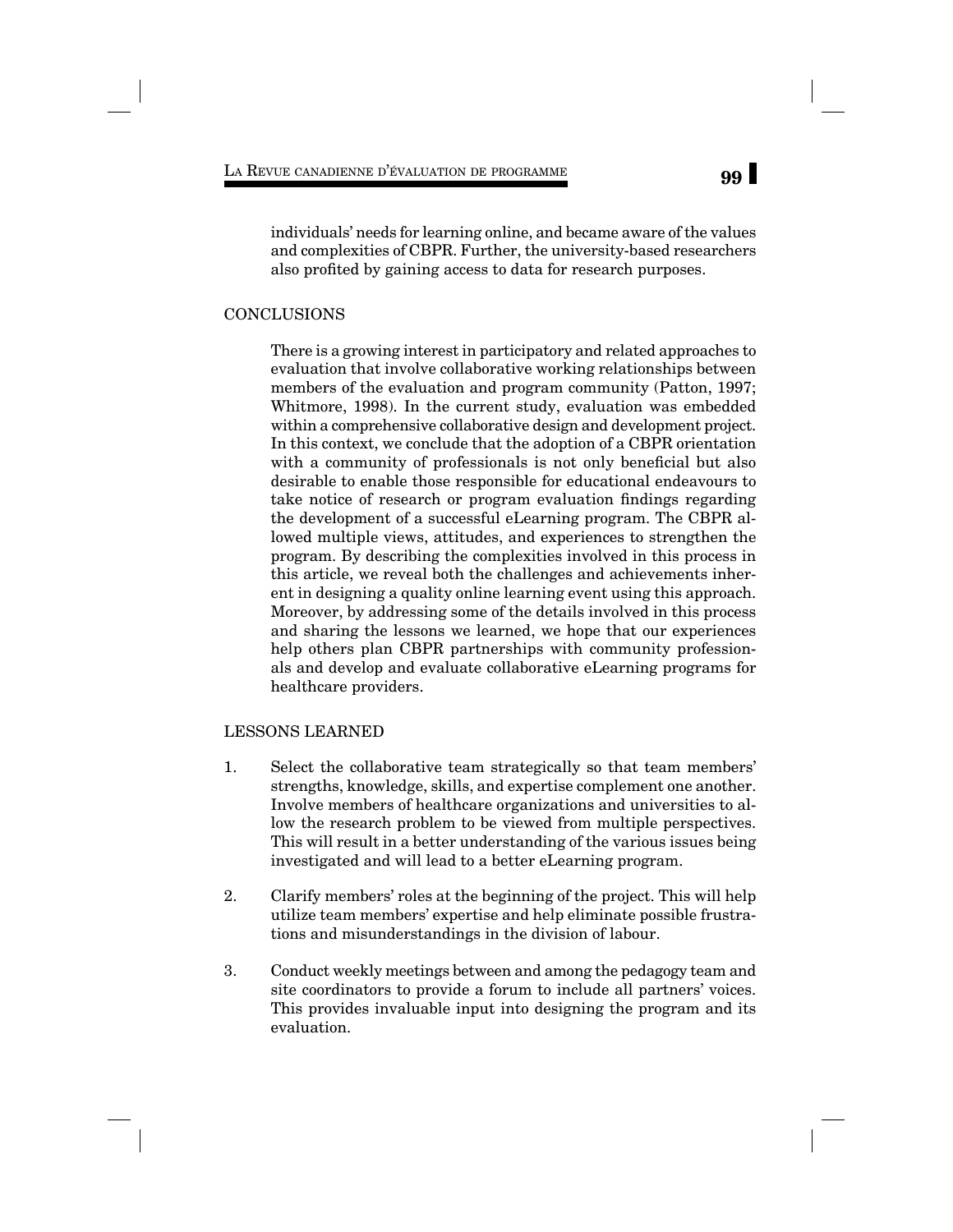individuals' needs for learning online, and became aware of the values and complexities of CBPR. Further, the university-based researchers also profited by gaining access to data for research purposes.

## CONCLUSIONS

There is a growing interest in participatory and related approaches to evaluation that involve collaborative working relationships between members of the evaluation and program community (Patton, 1997; Whitmore, 1998). In the current study, evaluation was embedded within a comprehensive collaborative design and development project. In this context, we conclude that the adoption of a CBPR orientation with a community of professionals is not only beneficial but also desirable to enable those responsible for educational endeavours to take notice of research or program evaluation findings regarding the development of a successful eLearning program. The CBPR allowed multiple views, attitudes, and experiences to strengthen the program. By describing the complexities involved in this process in this article, we reveal both the challenges and achievements inherent in designing a quality online learning event using this approach. Moreover, by addressing some of the details involved in this process and sharing the lessons we learned, we hope that our experiences help others plan CBPR partnerships with community professionals and develop and evaluate collaborative eLearning programs for healthcare providers.

## LESSONS LEARNED

1. Select the collaborative team strategically so that team members' strengths, knowledge, skills, and expertise complement one another. Involve members of healthcare organizations and universities to allow the research problem to be viewed from multiple perspectives. This will result in a better understanding of the various issues being investigated and will lead to a better eLearning program.

2. Clarify members' roles at the beginning of the project. This will help utilize team members' expertise and help eliminate possible frustrations and misunderstandings in the division of labour.

3. Conduct weekly meetings between and among the pedagogy team and site coordinators to provide a forum to include all partners' voices. This provides invaluable input into designing the program and its evaluation.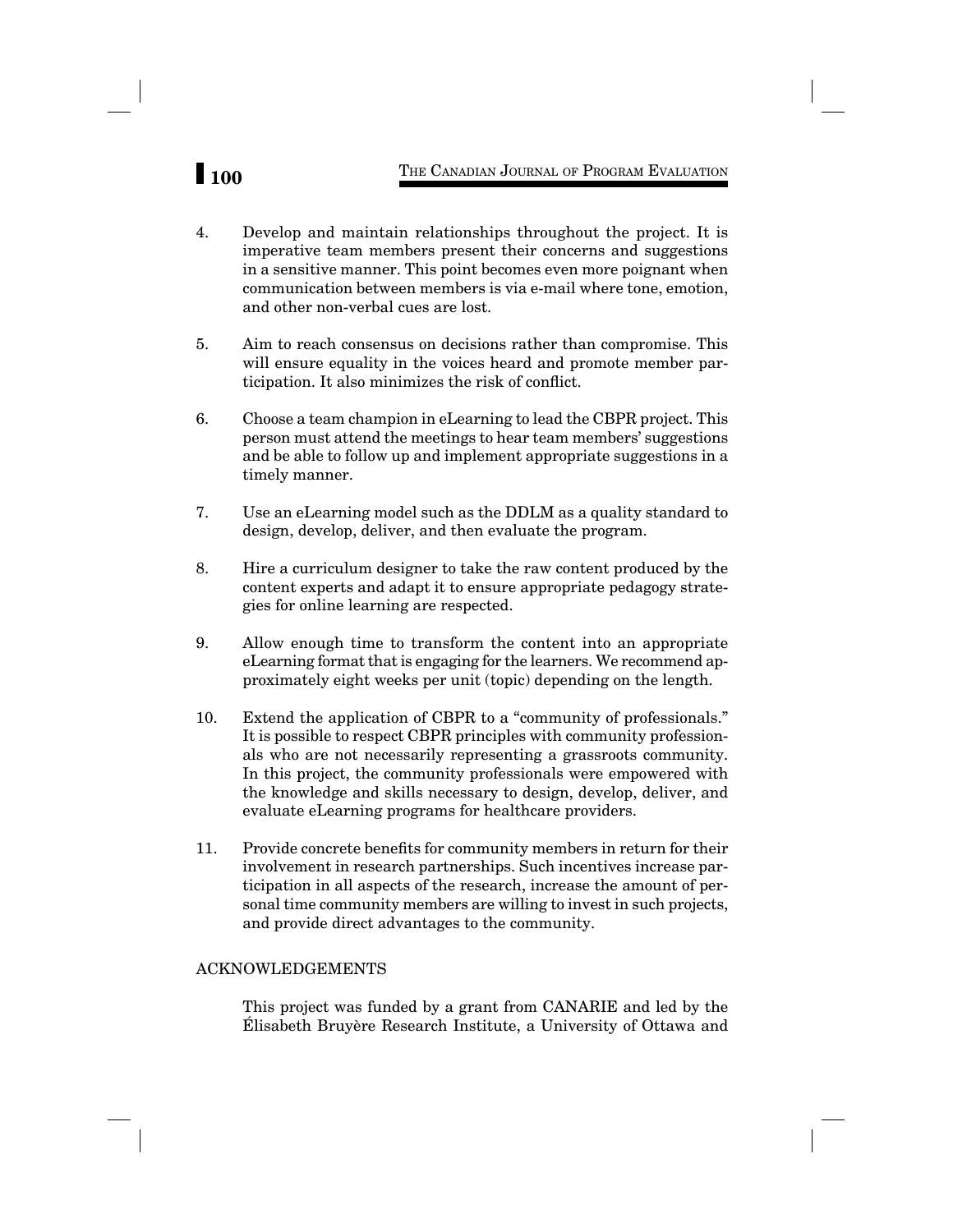4. Develop and maintain relationships throughout the project. It is imperative team members present their concerns and suggestions in a sensitive manner. This point becomes even more poignant when communication between members is via e-mail where tone, emotion, and other non-verbal cues are lost.

5. Aim to reach consensus on decisions rather than compromise. This will ensure equality in the voices heard and promote member participation. It also minimizes the risk of conflict.

6. Choose a team champion in eLearning to lead the CBPR project. This person must attend the meetings to hear team members' suggestions and be able to follow up and implement appropriate suggestions in a timely manner.

7. Use an eLearning model such as the DDLM as a quality standard to design, develop, deliver, and then evaluate the program.

8. Hire a curriculum designer to take the raw content produced by the content experts and adapt it to ensure appropriate pedagogy strategies for online learning are respected.

9. Allow enough time to transform the content into an appropriate eLearning format that is engaging for the learners. We recommend approximately eight weeks per unit (topic) depending on the length.

10. Extend the application of CBPR to a "community of professionals." It is possible to respect CBPR principles with community professionals who are not necessarily representing a grassroots community. In this project, the community professionals were empowered with the knowledge and skills necessary to design, develop, deliver, and evaluate eLearning programs for healthcare providers.

11. Provide concrete benefits for community members in return for their involvement in research partnerships. Such incentives increase participation in all aspects of the research, increase the amount of personal time community members are willing to invest in such projects, and provide direct advantages to the community.

## ACKNOWLEDGEMENTS

This project was funded by a grant from CANARIE and led by the Élisabeth Bruyère Research Institute, a University of Ottawa and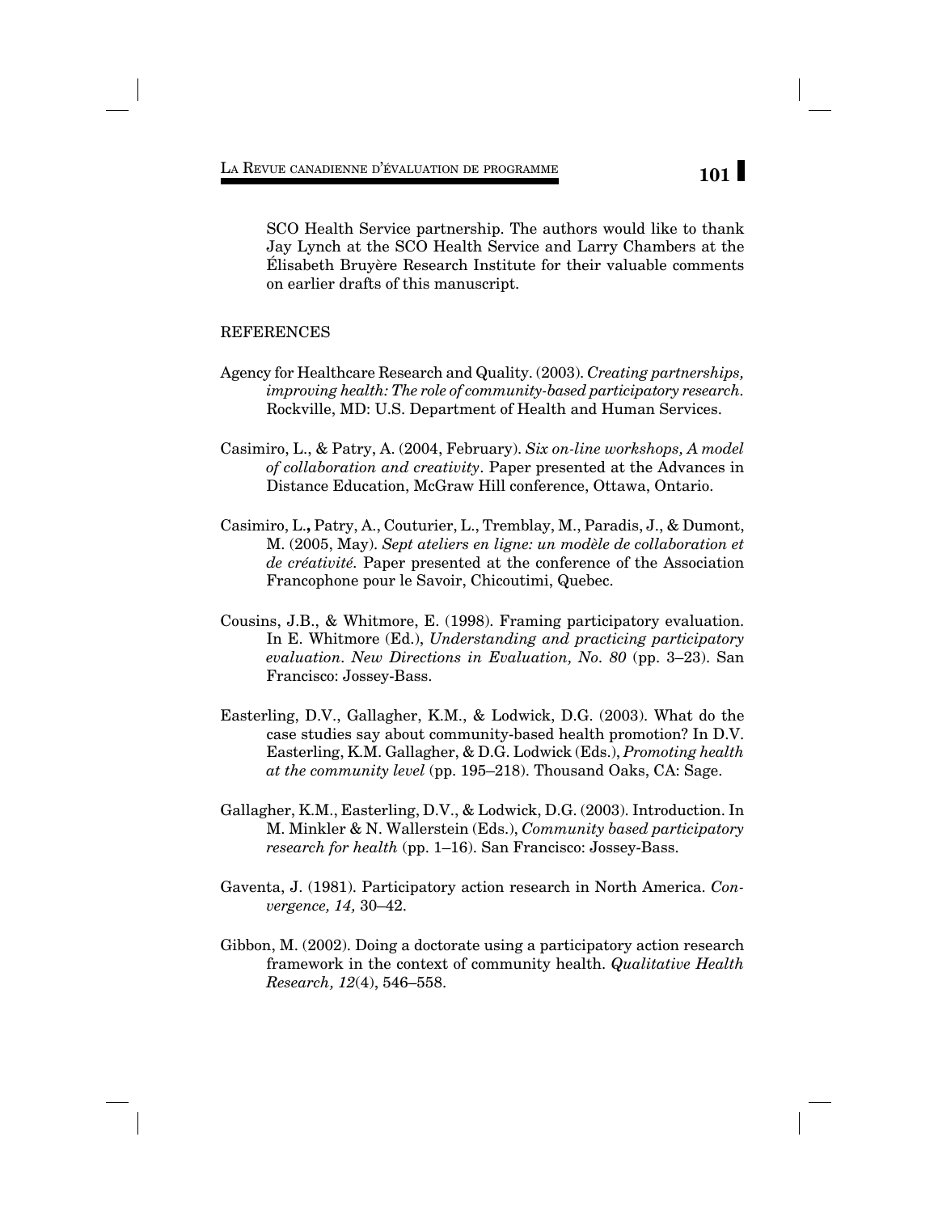SCO Health Service partnership. The authors would like to thank Jay Lynch at the SCO Health Service and Larry Chambers at the Élisabeth Bruyère Research Institute for their valuable comments on earlier drafts of this manuscript.

## REFERENCES

Agency for Healthcare Research and Quality. (2003). *Creating partnerships, improving health: The role of community-based participatory research*. Rockville, MD: U.S. Department of Health and Human Services.

Casimiro, L., & Patry, A. (2004, February). *Six on-line workshops, A model of collaboration and creativity*. Paper presented at the Advances in Distance Education, McGraw Hill conference, Ottawa, Ontario.

Casimiro, L., Patry, A., Couturier, L., Tremblay, M., Paradis, J., & Dumont, M. (2005, May). *Sept ateliers en ligne: un modèle de collaboration et de créativité*. Paper presented at the conference of the Association Francophone pour le Savoir, Chicoutimi, Quebec.

Cousins, J.B., & Whitmore, E. (1998). Framing participatory evaluation. In E. Whitmore (Ed.), *Understanding and practicing participatory evaluation. New Directions in Evaluation, No. 80* (pp. 3–23). San Francisco: Jossey-Bass.

Easterling, D.V., Gallagher, K.M., & Lodwick, D.G. (2003). What do the case studies say about community-based health promotion? In D.V. Easterling, K.M. Gallagher, & D.G. Lodwick (Eds.), *Promoting health at the community level* (pp. 195–218). Thousand Oaks, CA: Sage.

Gallagher, K.M., Easterling, D.V., & Lodwick, D.G. (2003). Introduction. In M. Minkler & N. Wallerstein (Eds.), *Community based participatory research for health* (pp. 1–16). San Francisco: Jossey-Bass.

Gaventa, J. (1981). Participatory action research in North America. *Convergence, 14,* 30–42.

Gibbon, M. (2002). Doing a doctorate using a participatory action research framework in the context of community health. *Qualitative Health Research, 12*(4), 546–558.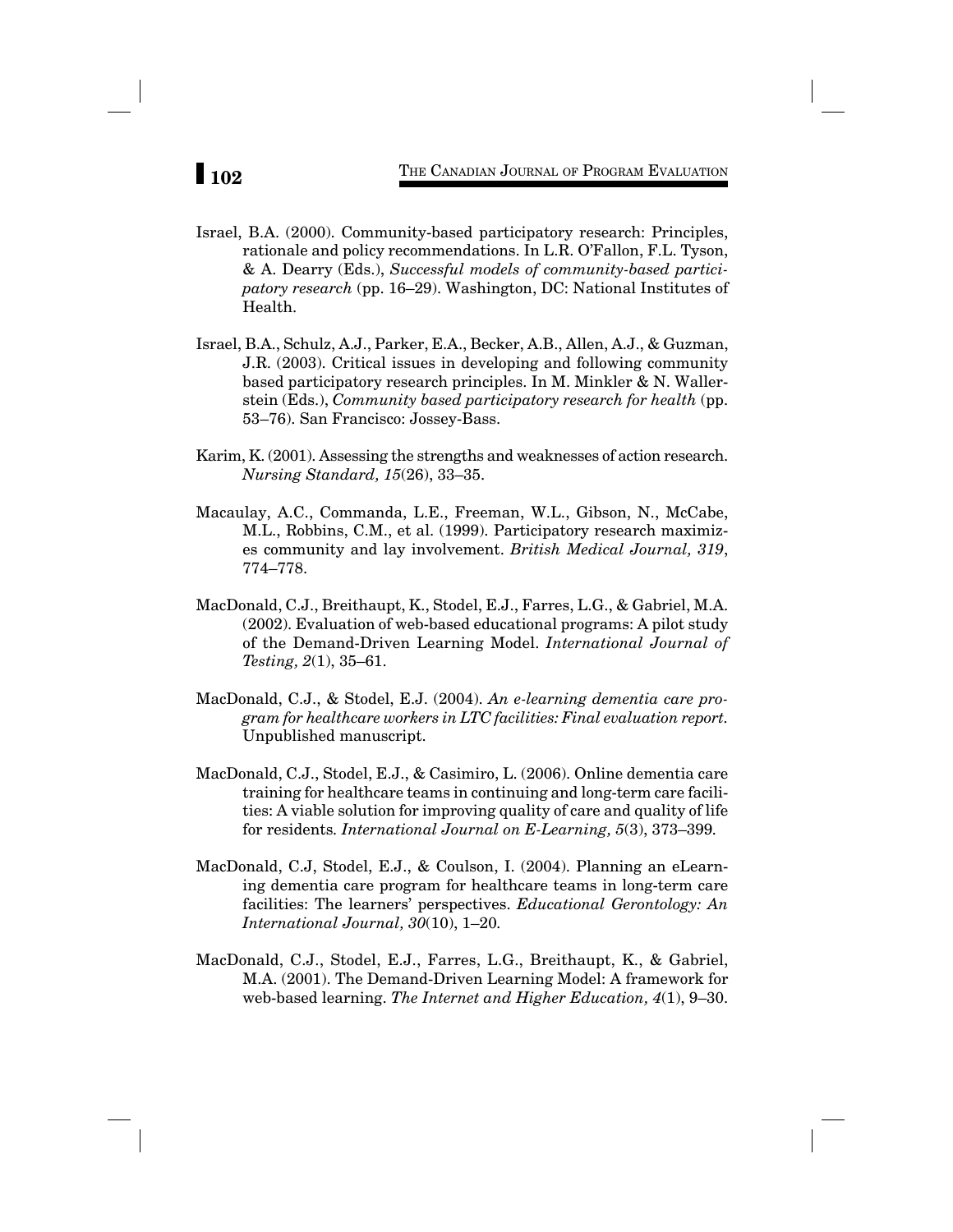Israel, B.A. (2000). Community-based participatory research: Principles, rationale and policy recommendations. In L.R. O'Fallon, F.L. Tyson, & A. Dearry (Eds.), *Successful models of community-based participatory research* (pp. 16–29). Washington, DC: National Institutes of Health.

Israel, B.A., Schulz, A.J., Parker, E.A., Becker, A.B., Allen, A.J., & Guzman, J.R. (2003). Critical issues in developing and following community based participatory research principles. In M. Minkler & N. Wallerstein (Eds.), *Community based participatory research for health* (pp. 53–76). San Francisco: Jossey-Bass.

Karim, K. (2001). Assessing the strengths and weaknesses of action research. *Nursing Standard, 15*(26), 33–35.

Macaulay, A.C., Commanda, L.E., Freeman, W.L., Gibson, N., McCabe, M.L., Robbins, C.M., et al. (1999). Participatory research maximizes community and lay involvement. *British Medical Journal, 319*, 774–778.

MacDonald, C.J., Breithaupt, K., Stodel, E.J., Farres, L.G., & Gabriel, M.A. (2002). Evaluation of web-based educational programs: A pilot study of the Demand-Driven Learning Model. *International Journal of Testing, 2*(1), 35–61.

MacDonald, C.J., & Stodel, E.J. (2004). *An e-learning dementia care program for healthcare workers in LTC facilities: Final evaluation report.* Unpublished manuscript.

MacDonald, C.J., Stodel, E.J., & Casimiro, L. (2006). Online dementia care training for healthcare teams in continuing and long-term care facilities: A viable solution for improving quality of care and quality of life for residents. *International Journal on E-Learning, 5*(3), 373–399.

MacDonald, C.J, Stodel, E.J., & Coulson, I. (2004). Planning an eLearning dementia care program for healthcare teams in long-term care facilities: The learners' perspectives. *Educational Gerontology: An International Journal, 30*(10), 1–20.

MacDonald, C.J., Stodel, E.J., Farres, L.G., Breithaupt, K., & Gabriel, M.A. (2001). The Demand-Driven Learning Model: A framework for web-based learning. *The Internet and Higher Education, 4*(1), 9–30.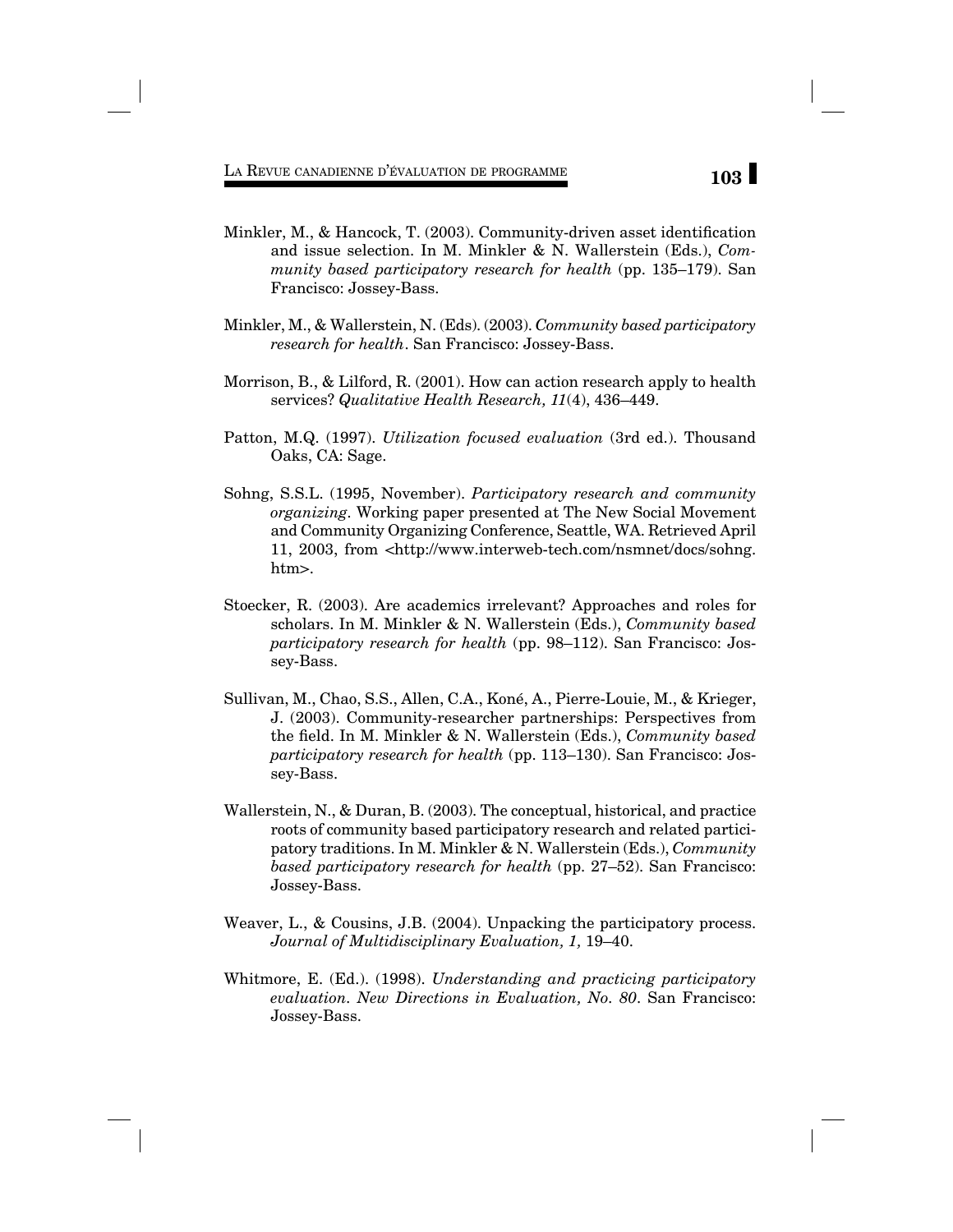Minkler, M., & Hancock, T. (2003). Community-driven asset identification and issue selection. In M. Minkler & N. Wallerstein (Eds.), *Community based participatory research for health* (pp. 135–179). San Francisco: Jossey-Bass.

Minkler, M., & Wallerstein, N. (Eds). (2003). *Community based participatory research for health*. San Francisco: Jossey-Bass.

Morrison, B., & Lilford, R. (2001). How can action research apply to health services? *Qualitative Health Research, 11*(4), 436–449.

Patton, M.Q. (1997). *Utilization focused evaluation* (3rd ed.). Thousand Oaks, CA: Sage.

Sohng, S.S.L. (1995, November). *Participatory research and community organizing*. Working paper presented at The New Social Movement and Community Organizing Conference, Seattle, WA. Retrieved April 11, 2003, from <http://www.interweb-tech.com/nsmnet/docs/sohng.htm>.

Stoecker, R. (2003). Are academics irrelevant? Approaches and roles for scholars. In M. Minkler & N. Wallerstein (Eds.), *Community based participatory research for health* (pp. 98–112). San Francisco: Jossey-Bass.

Sullivan, M., Chao, S.S., Allen, C.A., Koné, A., Pierre-Louie, M., & Krieger, J. (2003). Community-researcher partnerships: Perspectives from the field. In M. Minkler & N. Wallerstein (Eds.), *Community based participatory research for health* (pp. 113–130). San Francisco: Jossey-Bass.

Wallerstein, N., & Duran, B. (2003). The conceptual, historical, and practice roots of community based participatory research and related participatory traditions. In M. Minkler & N. Wallerstein (Eds.), *Community based participatory research for health* (pp. 27–52). San Francisco: Jossey-Bass.

Weaver, L., & Cousins, J.B. (2004). Unpacking the participatory process. *Journal of Multidisciplinary Evaluation, 1,* 19–40.

Whitmore, E. (Ed.). (1998). *Understanding and practicing participatory evaluation. New Directions in Evaluation, No. 80*. San Francisco: Jossey-Bass.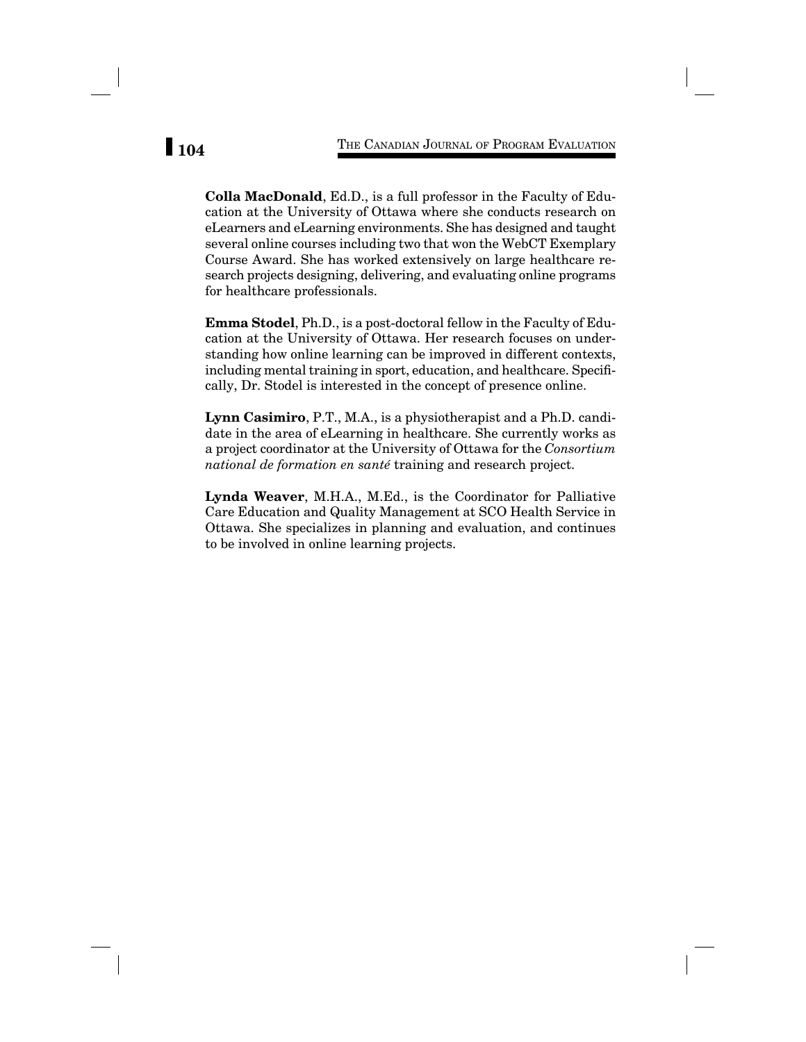**Colla MacDonald**, Ed.D., is a full professor in the Faculty of Education at the University of Ottawa where she conducts research on eLearners and eLearning environments. She has designed and taught several online courses including two that won the WebCT Exemplary Course Award. She has worked extensively on large healthcare research projects designing, delivering, and evaluating online programs for healthcare professionals.

**Emma Stodel**, Ph.D., is a post-doctoral fellow in the Faculty of Education at the University of Ottawa. Her research focuses on understanding how online learning can be improved in different contexts, including mental training in sport, education, and healthcare. Specifically, Dr. Stodel is interested in the concept of presence online.

**Lynn Casimiro**, P.T., M.A., is a physiotherapist and a Ph.D. candidate in the area of eLearning in healthcare. She currently works as a project coordinator at the University of Ottawa for the *Consortium national de formation en santé* training and research project.

**Lynda Weaver**, M.H.A., M.Ed., is the Coordinator for Palliative Care Education and Quality Management at SCO Health Service in Ottawa. She specializes in planning and evaluation, and continues to be involved in online learning projects.